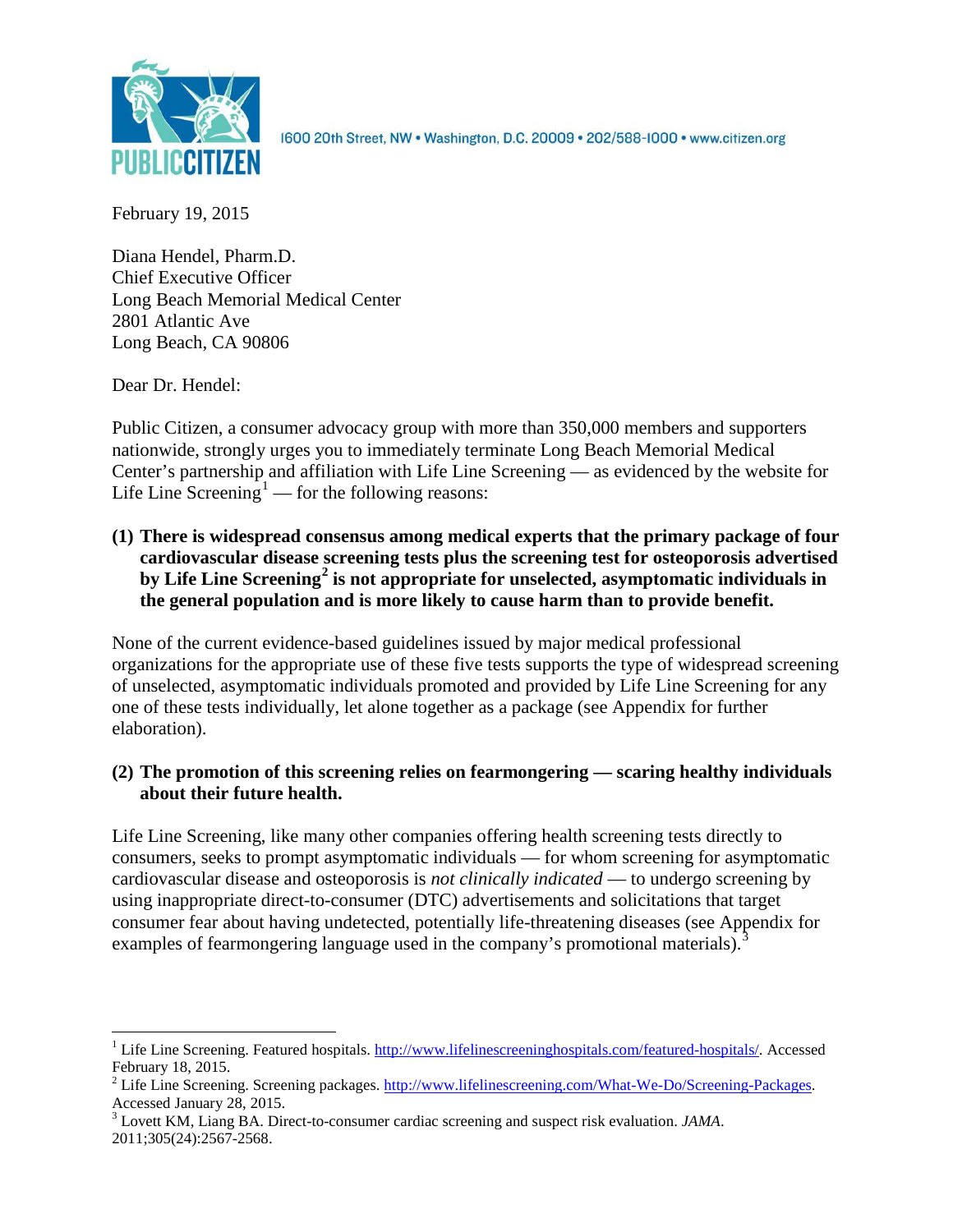PUBLIC CITIZEN

1600 20th Street, NW • Washington, D.C. 20009 • 202/588-1000 • www.citizen.org

February 19, 2015

Diana Hendel, Pharm.D.
Chief Executive Officer
Long Beach Memorial Medical Center
2801 Atlantic Ave
Long Beach, CA 90806

Dear Dr. Hendel:

Public Citizen, a consumer advocacy group with more than 350,000 members and supporters nationwide, strongly urges you to immediately terminate Long Beach Memorial Medical Center's partnership and affiliation with Life Line Screening — as evidenced by the website for Life Line Screening[1] — for the following reasons:

**(1) There is widespread consensus among medical experts that the primary package of four cardiovascular disease screening tests plus the screening test for osteoporosis advertised by Life Line Screening[2] is not appropriate for unselected, asymptomatic individuals in the general population and is more likely to cause harm than to provide benefit.**

None of the current evidence-based guidelines issued by major medical professional organizations for the appropriate use of these five tests supports the type of widespread screening of unselected, asymptomatic individuals promoted and provided by Life Line Screening for any one of these tests individually, let alone together as a package (see Appendix for further elaboration).

**(2) The promotion of this screening relies on fearmongering — scaring healthy individuals about their future health.**

Life Line Screening, like many other companies offering health screening tests directly to consumers, seeks to prompt asymptomatic individuals — for whom screening for asymptomatic cardiovascular disease and osteoporosis is *not clinically indicated* — to undergo screening by using inappropriate direct-to-consumer (DTC) advertisements and solicitations that target consumer fear about having undetected, potentially life-threatening diseases (see Appendix for examples of fearmongering language used in the company's promotional materials).[3]

---

[1] Life Line Screening. Featured hospitals. http://www.lifelinescreeninghospitals.com/featured-hospitals/. Accessed February 18, 2015.

[2] Life Line Screening. Screening packages. http://www.lifelinescreening.com/What-We-Do/Screening-Packages. Accessed January 28, 2015.

[3] Lovett KM, Liang BA. Direct-to-consumer cardiac screening and suspect risk evaluation. *JAMA*. 2011;305(24):2567-2568.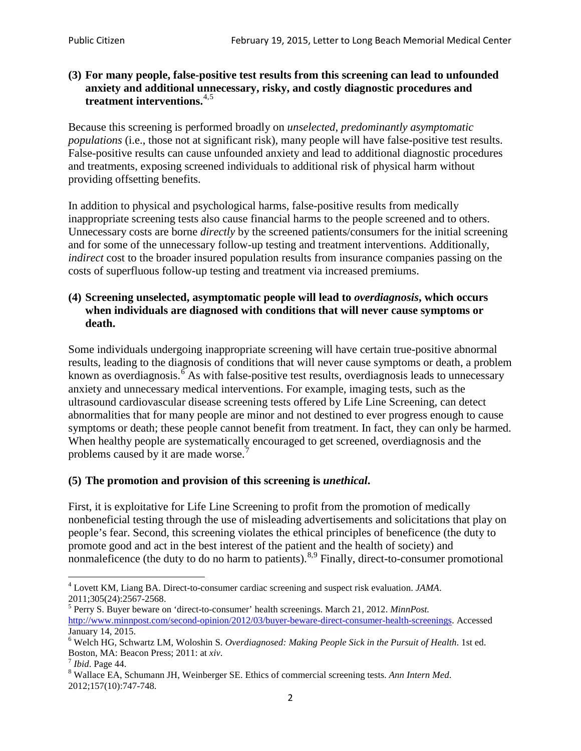**(3) For many people, false-positive test results from this screening can lead to unfounded anxiety and additional unnecessary, risky, and costly diagnostic procedures and treatment interventions.**[4,5]

Because this screening is performed broadly on *unselected, predominantly asymptomatic populations* (i.e., those not at significant risk), many people will have false-positive test results. False-positive results can cause unfounded anxiety and lead to additional diagnostic procedures and treatments, exposing screened individuals to additional risk of physical harm without providing offsetting benefits.

In addition to physical and psychological harms, false-positive results from medically inappropriate screening tests also cause financial harms to the people screened and to others. Unnecessary costs are borne *directly* by the screened patients/consumers for the initial screening and for some of the unnecessary follow-up testing and treatment interventions. Additionally, *indirect* cost to the broader insured population results from insurance companies passing on the costs of superfluous follow-up testing and treatment via increased premiums.

**(4) Screening unselected, asymptomatic people will lead to *overdiagnosis*, which occurs when individuals are diagnosed with conditions that will never cause symptoms or death.**

Some individuals undergoing inappropriate screening will have certain true-positive abnormal results, leading to the diagnosis of conditions that will never cause symptoms or death, a problem known as overdiagnosis.[6] As with false-positive test results, overdiagnosis leads to unnecessary anxiety and unnecessary medical interventions. For example, imaging tests, such as the ultrasound cardiovascular disease screening tests offered by Life Line Screening, can detect abnormalities that for many people are minor and not destined to ever progress enough to cause symptoms or death; these people cannot benefit from treatment. In fact, they can only be harmed. When healthy people are systematically encouraged to get screened, overdiagnosis and the problems caused by it are made worse.[7]

**(5) The promotion and provision of this screening is *unethical*.**

First, it is exploitative for Life Line Screening to profit from the promotion of medically nonbeneficial testing through the use of misleading advertisements and solicitations that play on people's fear. Second, this screening violates the ethical principles of beneficence (the duty to promote good and act in the best interest of the patient and the health of society) and nonmaleficence (the duty to do no harm to patients).[8,9] Finally, direct-to-consumer promotional

---

[4] Lovett KM, Liang BA. Direct-to-consumer cardiac screening and suspect risk evaluation. *JAMA*. 2011;305(24):2567-2568.

[5] Perry S. Buyer beware on 'direct-to-consumer' health screenings. March 21, 2012. *MinnPost.* http://www.minnpost.com/second-opinion/2012/03/buyer-beware-direct-consumer-health-screenings. Accessed January 14, 2015.

[6] Welch HG, Schwartz LM, Woloshin S. *Overdiagnosed: Making People Sick in the Pursuit of Health*. 1st ed. Boston, MA: Beacon Press; 2011: at *xiv*.

[7] *Ibid*. Page 44.

[8] Wallace EA, Schumann JH, Weinberger SE. Ethics of commercial screening tests. *Ann Intern Med*. 2012;157(10):747-748.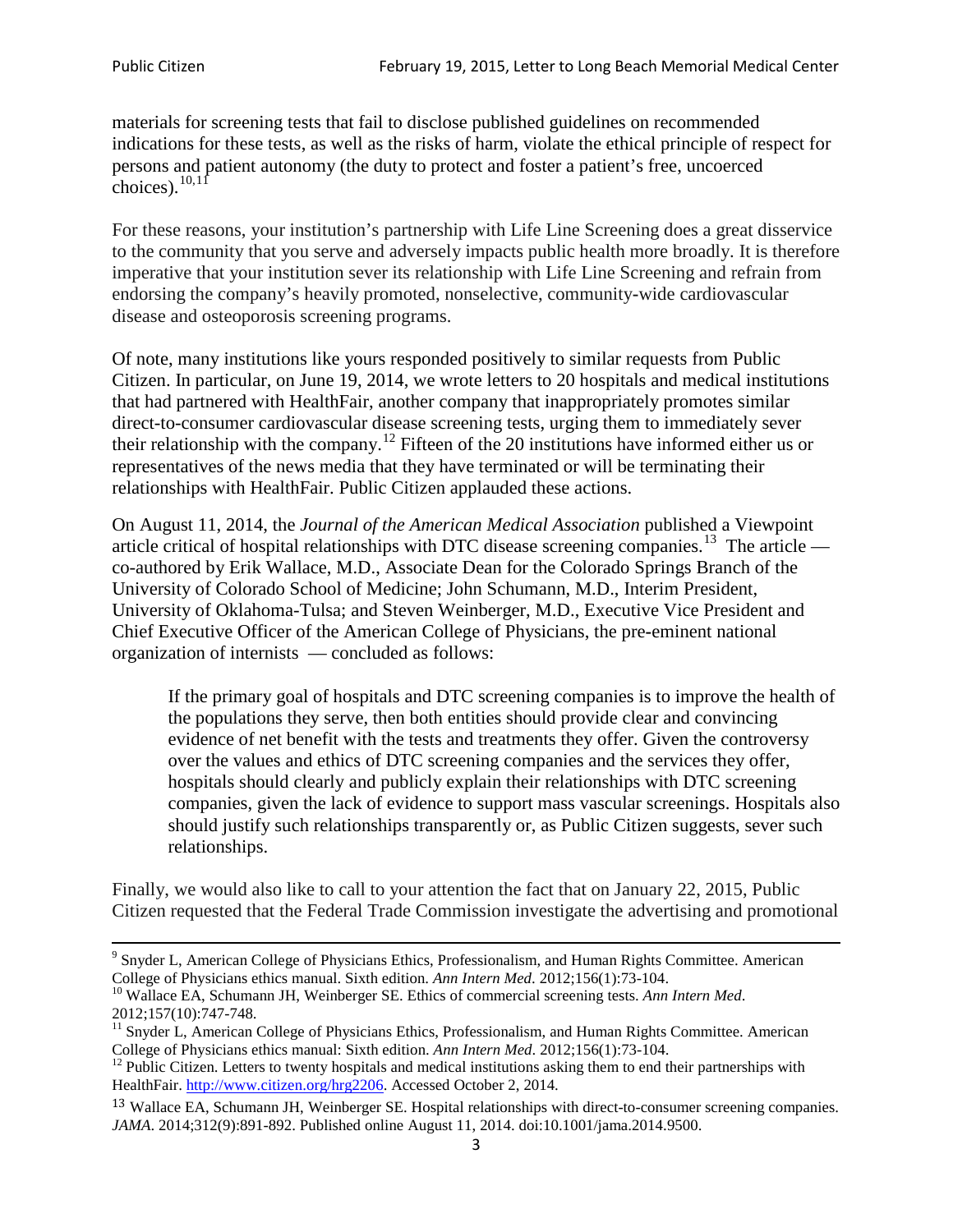materials for screening tests that fail to disclose published guidelines on recommended indications for these tests, as well as the risks of harm, violate the ethical principle of respect for persons and patient autonomy (the duty to protect and foster a patient's free, uncoerced choices).[10,11]

For these reasons, your institution's partnership with Life Line Screening does a great disservice to the community that you serve and adversely impacts public health more broadly. It is therefore imperative that your institution sever its relationship with Life Line Screening and refrain from endorsing the company's heavily promoted, nonselective, community-wide cardiovascular disease and osteoporosis screening programs.

Of note, many institutions like yours responded positively to similar requests from Public Citizen. In particular, on June 19, 2014, we wrote letters to 20 hospitals and medical institutions that had partnered with HealthFair, another company that inappropriately promotes similar direct-to-consumer cardiovascular disease screening tests, urging them to immediately sever their relationship with the company.[12] Fifteen of the 20 institutions have informed either us or representatives of the news media that they have terminated or will be terminating their relationships with HealthFair. Public Citizen applauded these actions.

On August 11, 2014, the *Journal of the American Medical Association* published a Viewpoint article critical of hospital relationships with DTC disease screening companies.[13] The article — co-authored by Erik Wallace, M.D., Associate Dean for the Colorado Springs Branch of the University of Colorado School of Medicine; John Schumann, M.D., Interim President, University of Oklahoma-Tulsa; and Steven Weinberger, M.D., Executive Vice President and Chief Executive Officer of the American College of Physicians, the pre-eminent national organization of internists — concluded as follows:

> If the primary goal of hospitals and DTC screening companies is to improve the health of the populations they serve, then both entities should provide clear and convincing evidence of net benefit with the tests and treatments they offer. Given the controversy over the values and ethics of DTC screening companies and the services they offer, hospitals should clearly and publicly explain their relationships with DTC screening companies, given the lack of evidence to support mass vascular screenings. Hospitals also should justify such relationships transparently or, as Public Citizen suggests, sever such relationships.

Finally, we would also like to call to your attention the fact that on January 22, 2015, Public Citizen requested that the Federal Trade Commission investigate the advertising and promotional

---

[9] Snyder L, American College of Physicians Ethics, Professionalism, and Human Rights Committee. American College of Physicians ethics manual. Sixth edition. *Ann Intern Med*. 2012;156(1):73-104.

[10] Wallace EA, Schumann JH, Weinberger SE. Ethics of commercial screening tests. *Ann Intern Med*. 2012;157(10):747-748.

[11] Snyder L, American College of Physicians Ethics, Professionalism, and Human Rights Committee. American College of Physicians ethics manual: Sixth edition. *Ann Intern Med*. 2012;156(1):73-104.

[12] Public Citizen. Letters to twenty hospitals and medical institutions asking them to end their partnerships with HealthFair. http://www.citizen.org/hrg2206. Accessed October 2, 2014.

[13] Wallace EA, Schumann JH, Weinberger SE. Hospital relationships with direct-to-consumer screening companies. *JAMA*. 2014;312(9):891-892. Published online August 11, 2014. doi:10.1001/jama.2014.9500.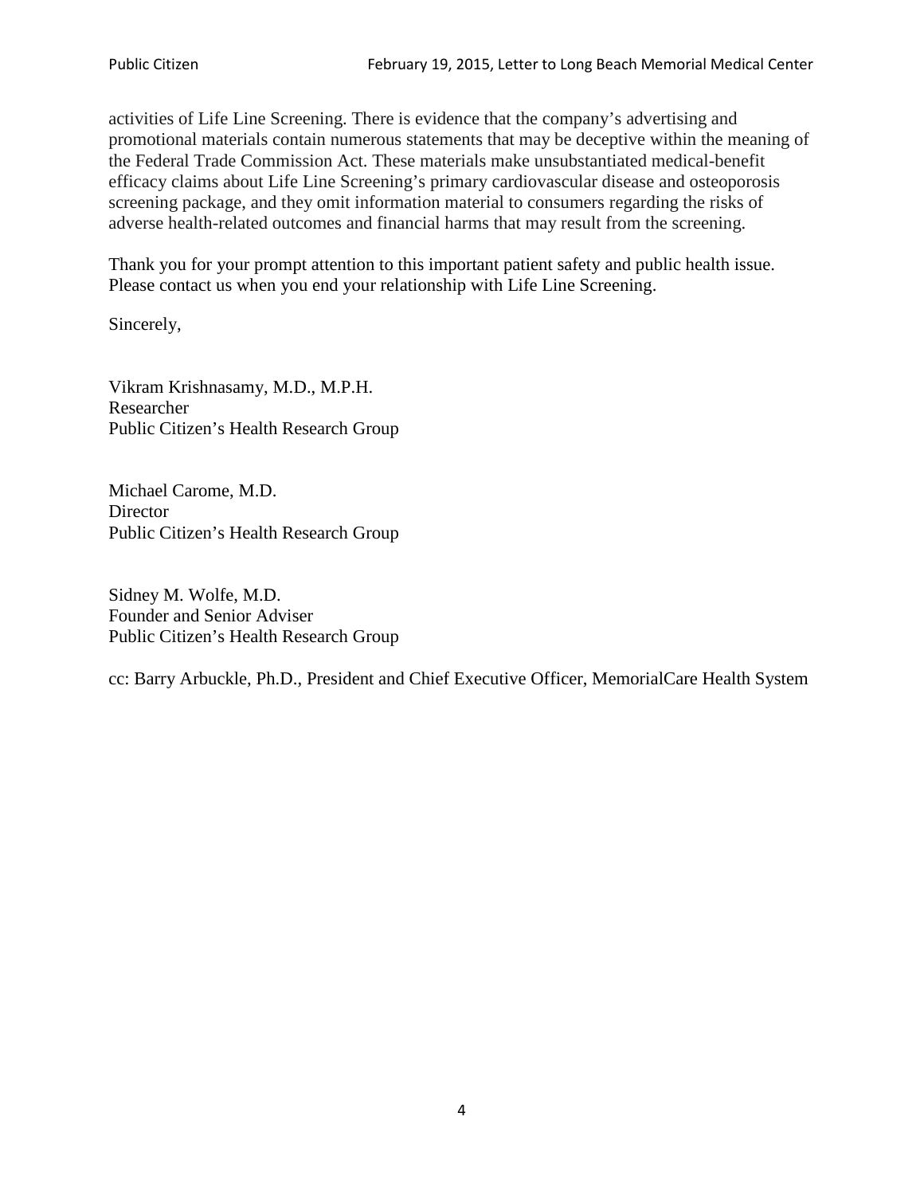activities of Life Line Screening. There is evidence that the company's advertising and promotional materials contain numerous statements that may be deceptive within the meaning of the Federal Trade Commission Act. These materials make unsubstantiated medical-benefit efficacy claims about Life Line Screening's primary cardiovascular disease and osteoporosis screening package, and they omit information material to consumers regarding the risks of adverse health-related outcomes and financial harms that may result from the screening.

Thank you for your prompt attention to this important patient safety and public health issue. Please contact us when you end your relationship with Life Line Screening.

Sincerely,

Vikram Krishnasamy, M.D., M.P.H.
Researcher
Public Citizen's Health Research Group

Michael Carome, M.D.
Director
Public Citizen's Health Research Group

Sidney M. Wolfe, M.D.
Founder and Senior Adviser
Public Citizen's Health Research Group

cc: Barry Arbuckle, Ph.D., President and Chief Executive Officer, MemorialCare Health System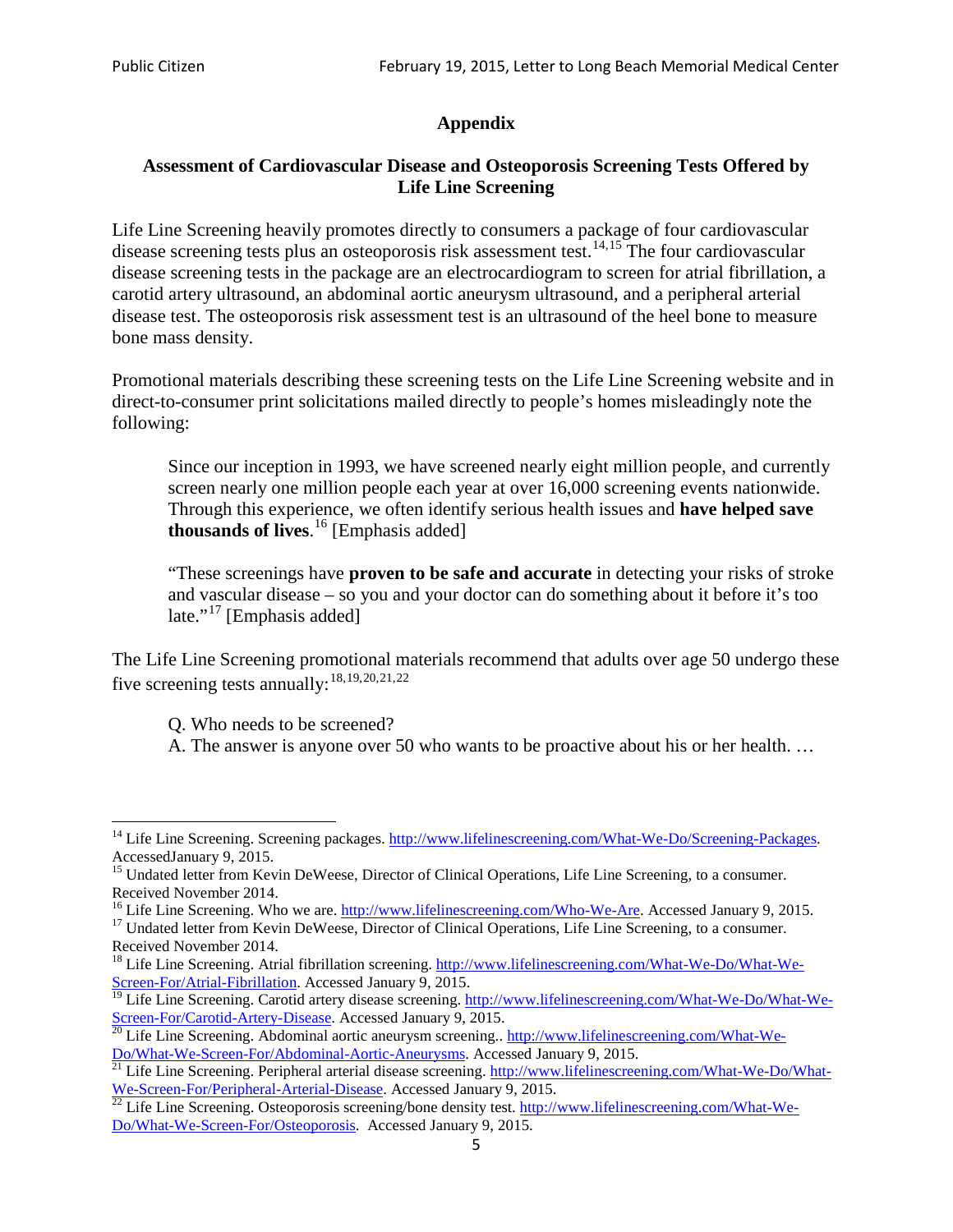## Appendix

### Assessment of Cardiovascular Disease and Osteoporosis Screening Tests Offered by Life Line Screening

Life Line Screening heavily promotes directly to consumers a package of four cardiovascular disease screening tests plus an osteoporosis risk assessment test.[14,15] The four cardiovascular disease screening tests in the package are an electrocardiogram to screen for atrial fibrillation, a carotid artery ultrasound, an abdominal aortic aneurysm ultrasound, and a peripheral arterial disease test. The osteoporosis risk assessment test is an ultrasound of the heel bone to measure bone mass density.

Promotional materials describing these screening tests on the Life Line Screening website and in direct-to-consumer print solicitations mailed directly to people's homes misleadingly note the following:

> Since our inception in 1993, we have screened nearly eight million people, and currently screen nearly one million people each year at over 16,000 screening events nationwide. Through this experience, we often identify serious health issues and **have helped save thousands of lives**.[16] [Emphasis added]
>
> "These screenings have **proven to be safe and accurate** in detecting your risks of stroke and vascular disease – so you and your doctor can do something about it before it's too late."[17] [Emphasis added]

The Life Line Screening promotional materials recommend that adults over age 50 undergo these five screening tests annually:[18,19,20,21,22]

> Q. Who needs to be screened?
> A. The answer is anyone over 50 who wants to be proactive about his or her health. …

---

[14] Life Line Screening. Screening packages. http://www.lifelinescreening.com/What-We-Do/Screening-Packages. AccessedJanuary 9, 2015.

[15] Undated letter from Kevin DeWeese, Director of Clinical Operations, Life Line Screening, to a consumer. Received November 2014.

[16] Life Line Screening. Who we are. http://www.lifelinescreening.com/Who-We-Are. Accessed January 9, 2015.

[17] Undated letter from Kevin DeWeese, Director of Clinical Operations, Life Line Screening, to a consumer. Received November 2014.

[18] Life Line Screening. Atrial fibrillation screening. http://www.lifelinescreening.com/What-We-Do/What-We-Screen-For/Atrial-Fibrillation. Accessed January 9, 2015.

[19] Life Line Screening. Carotid artery disease screening. http://www.lifelinescreening.com/What-We-Do/What-We-Screen-For/Carotid-Artery-Disease. Accessed January 9, 2015.

[20] Life Line Screening. Abdominal aortic aneurysm screening.. http://www.lifelinescreening.com/What-We-Do/What-We-Screen-For/Abdominal-Aortic-Aneurysms. Accessed January 9, 2015.

[21] Life Line Screening. Peripheral arterial disease screening. http://www.lifelinescreening.com/What-We-Do/What-We-Screen-For/Peripheral-Arterial-Disease. Accessed January 9, 2015.

[22] Life Line Screening. Osteoporosis screening/bone density test. http://www.lifelinescreening.com/What-We-Do/What-We-Screen-For/Osteoporosis. Accessed January 9, 2015.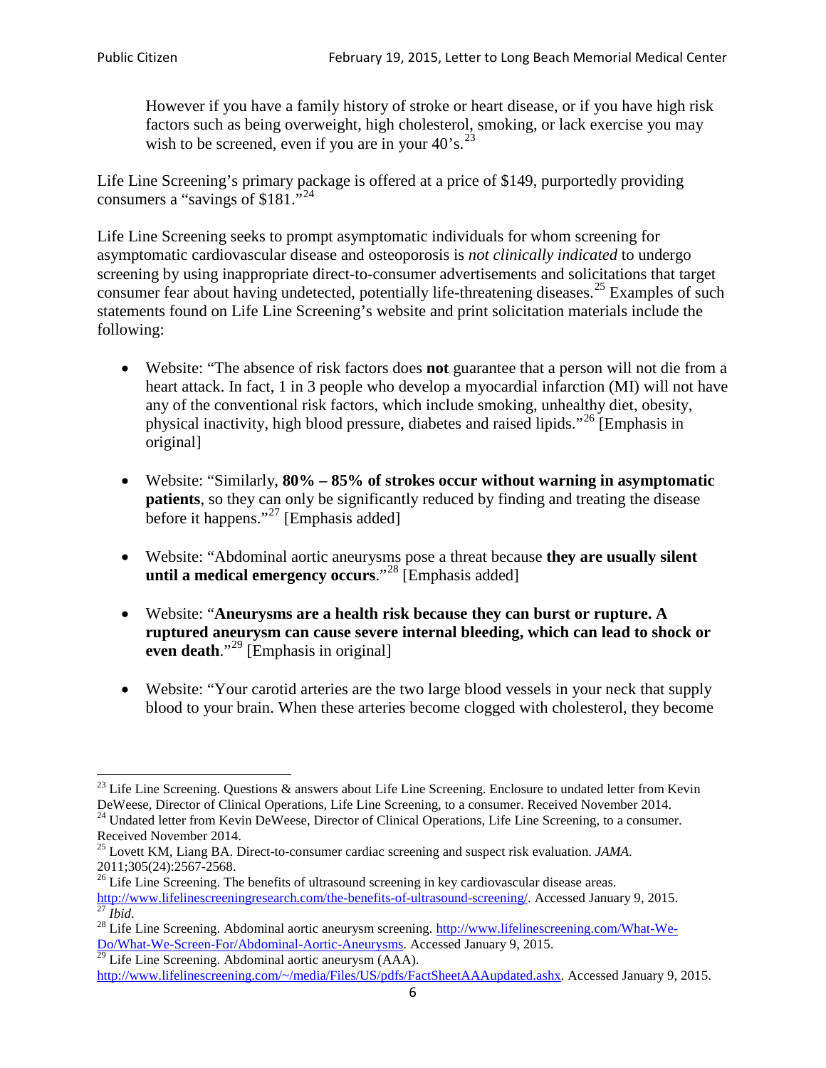> However if you have a family history of stroke or heart disease, or if you have high risk factors such as being overweight, high cholesterol, smoking, or lack exercise you may wish to be screened, even if you are in your 40's.[23]

Life Line Screening's primary package is offered at a price of $149, purportedly providing consumers a "savings of $181."[24]

Life Line Screening seeks to prompt asymptomatic individuals for whom screening for asymptomatic cardiovascular disease and osteoporosis is *not clinically indicated* to undergo screening by using inappropriate direct-to-consumer advertisements and solicitations that target consumer fear about having undetected, potentially life-threatening diseases.[25] Examples of such statements found on Life Line Screening's website and print solicitation materials include the following:

- Website: "The absence of risk factors does **not** guarantee that a person will not die from a heart attack. In fact, 1 in 3 people who develop a myocardial infarction (MI) will not have any of the conventional risk factors, which include smoking, unhealthy diet, obesity, physical inactivity, high blood pressure, diabetes and raised lipids."[26] [Emphasis in original]

- Website: "Similarly, **80% – 85% of strokes occur without warning in asymptomatic patients**, so they can only be significantly reduced by finding and treating the disease before it happens."[27] [Emphasis added]

- Website: "Abdominal aortic aneurysms pose a threat because **they are usually silent until a medical emergency occurs**."[28] [Emphasis added]

- Website: "**Aneurysms are a health risk because they can burst or rupture. A ruptured aneurysm can cause severe internal bleeding, which can lead to shock or even death**."[29] [Emphasis in original]

- Website: "Your carotid arteries are the two large blood vessels in your neck that supply blood to your brain. When these arteries become clogged with cholesterol, they become

---

[23] Life Line Screening. Questions & answers about Life Line Screening. Enclosure to undated letter from Kevin DeWeese, Director of Clinical Operations, Life Line Screening, to a consumer. Received November 2014.

[24] Undated letter from Kevin DeWeese, Director of Clinical Operations, Life Line Screening, to a consumer. Received November 2014.

[25] Lovett KM, Liang BA. Direct-to-consumer cardiac screening and suspect risk evaluation. *JAMA*. 2011;305(24):2567-2568.

[26] Life Line Screening. The benefits of ultrasound screening in key cardiovascular disease areas. http://www.lifelinescreeningresearch.com/the-benefits-of-ultrasound-screening/. Accessed January 9, 2015.

[27] *Ibid*.

[28] Life Line Screening. Abdominal aortic aneurysm screening. http://www.lifelinescreening.com/What-We-Do/What-We-Screen-For/Abdominal-Aortic-Aneurysms. Accessed January 9, 2015.

[29] Life Line Screening. Abdominal aortic aneurysm (AAA). http://www.lifelinescreening.com/~/media/Files/US/pdfs/FactSheetAAAupdated.ashx. Accessed January 9, 2015.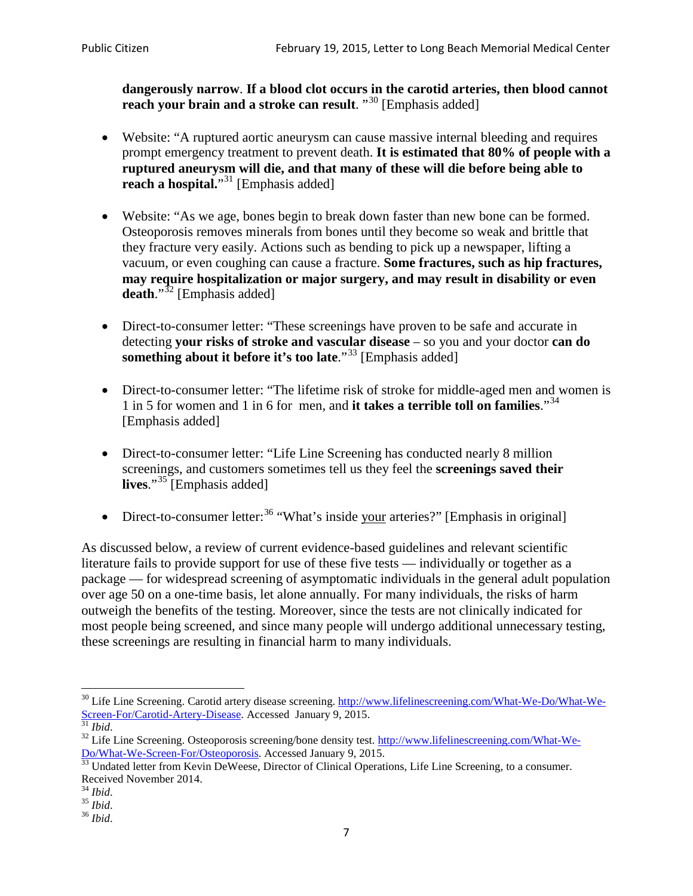**dangerously narrow**. **If a blood clot occurs in the carotid arteries, then blood cannot reach your brain and a stroke can result**. "[30] [Emphasis added]

- Website: "A ruptured aortic aneurysm can cause massive internal bleeding and requires prompt emergency treatment to prevent death. **It is estimated that 80% of people with a ruptured aneurysm will die, and that many of these will die before being able to reach a hospital.**"[31] [Emphasis added]

- Website: "As we age, bones begin to break down faster than new bone can be formed. Osteoporosis removes minerals from bones until they become so weak and brittle that they fracture very easily. Actions such as bending to pick up a newspaper, lifting a vacuum, or even coughing can cause a fracture. **Some fractures, such as hip fractures, may require hospitalization or major surgery, and may result in disability or even death**."[32] [Emphasis added]

- Direct-to-consumer letter: "These screenings have proven to be safe and accurate in detecting **your risks of stroke and vascular disease** – so you and your doctor **can do something about it before it's too late**."[33] [Emphasis added]

- Direct-to-consumer letter: "The lifetime risk of stroke for middle-aged men and women is 1 in 5 for women and 1 in 6 for men, and **it takes a terrible toll on families**."[34] [Emphasis added]

- Direct-to-consumer letter: "Life Line Screening has conducted nearly 8 million screenings, and customers sometimes tell us they feel the **screenings saved their lives**."[35] [Emphasis added]

- Direct-to-consumer letter:[36] "What's inside your arteries?" [Emphasis in original]

As discussed below, a review of current evidence-based guidelines and relevant scientific literature fails to provide support for use of these five tests — individually or together as a package — for widespread screening of asymptomatic individuals in the general adult population over age 50 on a one-time basis, let alone annually. For many individuals, the risks of harm outweigh the benefits of the testing. Moreover, since the tests are not clinically indicated for most people being screened, and since many people will undergo additional unnecessary testing, these screenings are resulting in financial harm to many individuals.

---

[30] Life Line Screening. Carotid artery disease screening. http://www.lifelinescreening.com/What-We-Do/What-We-Screen-For/Carotid-Artery-Disease. Accessed January 9, 2015.
[31] *Ibid*.
[32] Life Line Screening. Osteoporosis screening/bone density test. http://www.lifelinescreening.com/What-We-Do/What-We-Screen-For/Osteoporosis. Accessed January 9, 2015.
[33] Undated letter from Kevin DeWeese, Director of Clinical Operations, Life Line Screening, to a consumer. Received November 2014.
[34] *Ibid*.
[35] *Ibid*.
[36] *Ibid*.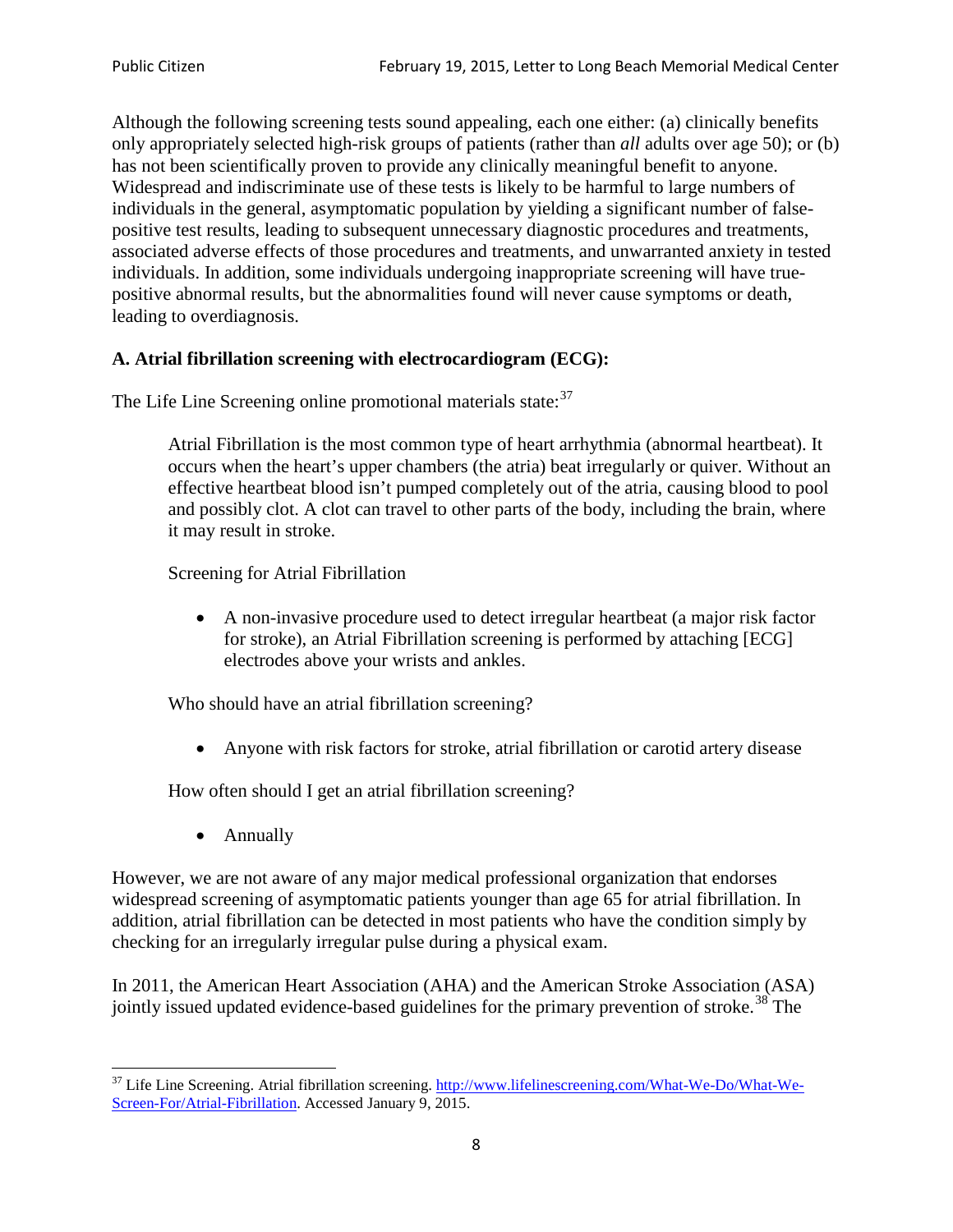Although the following screening tests sound appealing, each one either: (a) clinically benefits only appropriately selected high-risk groups of patients (rather than *all* adults over age 50); or (b) has not been scientifically proven to provide any clinically meaningful benefit to anyone. Widespread and indiscriminate use of these tests is likely to be harmful to large numbers of individuals in the general, asymptomatic population by yielding a significant number of false-positive test results, leading to subsequent unnecessary diagnostic procedures and treatments, associated adverse effects of those procedures and treatments, and unwarranted anxiety in tested individuals. In addition, some individuals undergoing inappropriate screening will have true-positive abnormal results, but the abnormalities found will never cause symptoms or death, leading to overdiagnosis.

### A. Atrial fibrillation screening with electrocardiogram (ECG):

The Life Line Screening online promotional materials state:[37]

> Atrial Fibrillation is the most common type of heart arrhythmia (abnormal heartbeat). It occurs when the heart's upper chambers (the atria) beat irregularly or quiver. Without an effective heartbeat blood isn't pumped completely out of the atria, causing blood to pool and possibly clot. A clot can travel to other parts of the body, including the brain, where it may result in stroke.
>
> Screening for Atrial Fibrillation
>
> - A non-invasive procedure used to detect irregular heartbeat (a major risk factor for stroke), an Atrial Fibrillation screening is performed by attaching [ECG] electrodes above your wrists and ankles.
>
> Who should have an atrial fibrillation screening?
>
> - Anyone with risk factors for stroke, atrial fibrillation or carotid artery disease
>
> How often should I get an atrial fibrillation screening?
>
> - Annually

However, we are not aware of any major medical professional organization that endorses widespread screening of asymptomatic patients younger than age 65 for atrial fibrillation. In addition, atrial fibrillation can be detected in most patients who have the condition simply by checking for an irregularly irregular pulse during a physical exam.

In 2011, the American Heart Association (AHA) and the American Stroke Association (ASA) jointly issued updated evidence-based guidelines for the primary prevention of stroke.[38] The

---

[37] Life Line Screening. Atrial fibrillation screening. http://www.lifelinescreening.com/What-We-Do/What-We-Screen-For/Atrial-Fibrillation. Accessed January 9, 2015.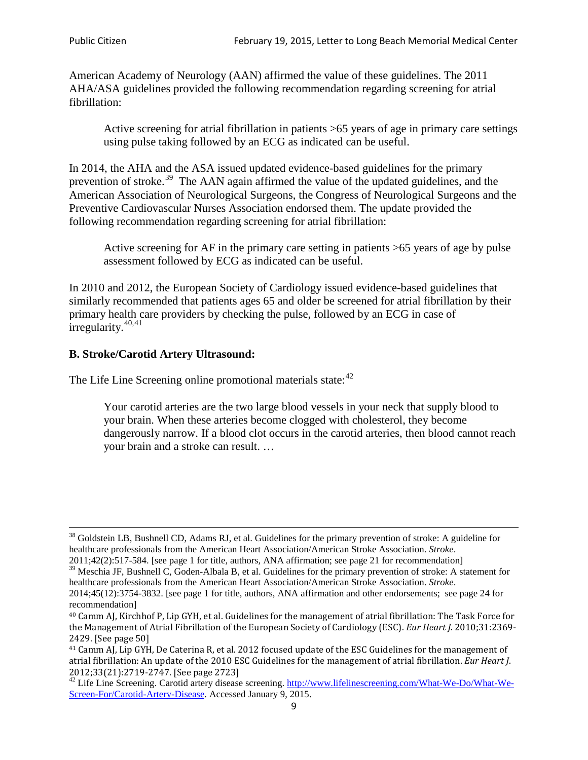American Academy of Neurology (AAN) affirmed the value of these guidelines. The 2011 AHA/ASA guidelines provided the following recommendation regarding screening for atrial fibrillation:

> Active screening for atrial fibrillation in patients >65 years of age in primary care settings using pulse taking followed by an ECG as indicated can be useful.

In 2014, the AHA and the ASA issued updated evidence-based guidelines for the primary prevention of stroke.[39] The AAN again affirmed the value of the updated guidelines, and the American Association of Neurological Surgeons, the Congress of Neurological Surgeons and the Preventive Cardiovascular Nurses Association endorsed them. The update provided the following recommendation regarding screening for atrial fibrillation:

> Active screening for AF in the primary care setting in patients >65 years of age by pulse assessment followed by ECG as indicated can be useful.

In 2010 and 2012, the European Society of Cardiology issued evidence-based guidelines that similarly recommended that patients ages 65 and older be screened for atrial fibrillation by their primary health care providers by checking the pulse, followed by an ECG in case of irregularity.[40,41]

**B. Stroke/Carotid Artery Ultrasound:**

The Life Line Screening online promotional materials state:[42]

> Your carotid arteries are the two large blood vessels in your neck that supply blood to your brain. When these arteries become clogged with cholesterol, they become dangerously narrow. If a blood clot occurs in the carotid arteries, then blood cannot reach your brain and a stroke can result. …

---

[38] Goldstein LB, Bushnell CD, Adams RJ, et al. Guidelines for the primary prevention of stroke: A guideline for healthcare professionals from the American Heart Association/American Stroke Association. *Stroke*. 2011;42(2):517-584. [see page 1 for title, authors, ANA affirmation; see page 21 for recommendation]

[39] Meschia JF, Bushnell C, Goden-Albala B, et al. Guidelines for the primary prevention of stroke: A statement for healthcare professionals from the American Heart Association/American Stroke Association. *Stroke*. 2014;45(12):3754-3832. [see page 1 for title, authors, ANA affirmation and other endorsements; see page 24 for recommendation]

[40] Camm AJ, Kirchhof P, Lip GYH, et al. Guidelines for the management of atrial fibrillation: The Task Force for the Management of Atrial Fibrillation of the European Society of Cardiology (ESC). *Eur Heart J.* 2010;31:2369-2429. [See page 50]

[41] Camm AJ, Lip GYH, De Caterina R, et al. 2012 focused update of the ESC Guidelines for the management of atrial fibrillation: An update of the 2010 ESC Guidelines for the management of atrial fibrillation. *Eur Heart J.* 2012;33(21):2719-2747. [See page 2723]

[42] Life Line Screening. Carotid artery disease screening. http://www.lifelinescreening.com/What-We-Do/What-We-Screen-For/Carotid-Artery-Disease. Accessed January 9, 2015.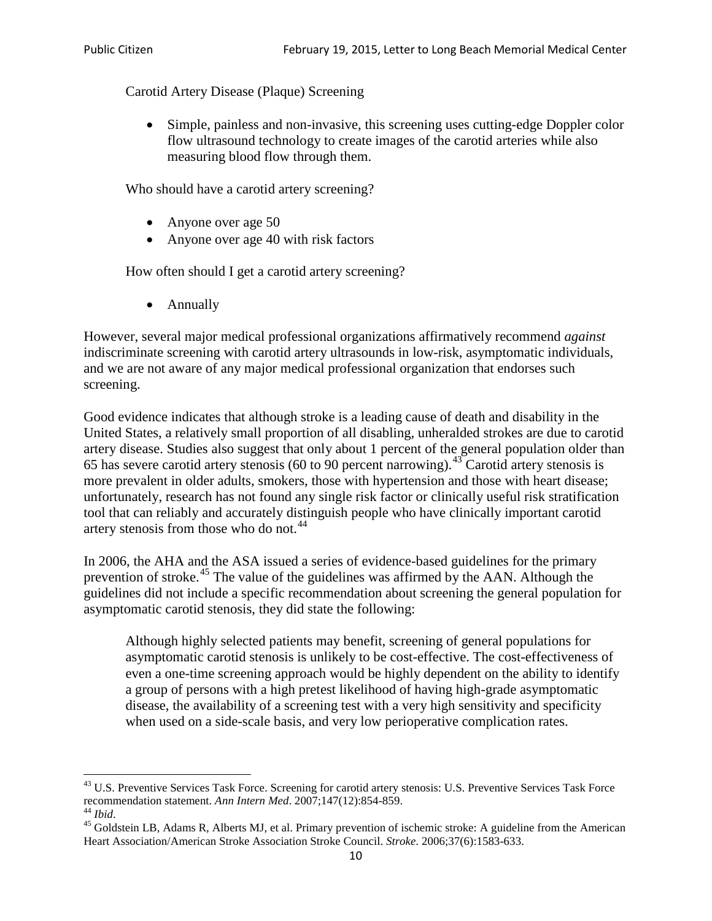Carotid Artery Disease (Plaque) Screening

- Simple, painless and non-invasive, this screening uses cutting-edge Doppler color flow ultrasound technology to create images of the carotid arteries while also measuring blood flow through them.

Who should have a carotid artery screening?

- Anyone over age 50
- Anyone over age 40 with risk factors

How often should I get a carotid artery screening?

- Annually

However, several major medical professional organizations affirmatively recommend *against* indiscriminate screening with carotid artery ultrasounds in low-risk, asymptomatic individuals, and we are not aware of any major medical professional organization that endorses such screening.

Good evidence indicates that although stroke is a leading cause of death and disability in the United States, a relatively small proportion of all disabling, unheralded strokes are due to carotid artery disease. Studies also suggest that only about 1 percent of the general population older than 65 has severe carotid artery stenosis (60 to 90 percent narrowing).[43] Carotid artery stenosis is more prevalent in older adults, smokers, those with hypertension and those with heart disease; unfortunately, research has not found any single risk factor or clinically useful risk stratification tool that can reliably and accurately distinguish people who have clinically important carotid artery stenosis from those who do not.[44]

In 2006, the AHA and the ASA issued a series of evidence-based guidelines for the primary prevention of stroke.[45] The value of the guidelines was affirmed by the AAN. Although the guidelines did not include a specific recommendation about screening the general population for asymptomatic carotid stenosis, they did state the following:

> Although highly selected patients may benefit, screening of general populations for asymptomatic carotid stenosis is unlikely to be cost-effective. The cost-effectiveness of even a one-time screening approach would be highly dependent on the ability to identify a group of persons with a high pretest likelihood of having high-grade asymptomatic disease, the availability of a screening test with a very high sensitivity and specificity when used on a side-scale basis, and very low perioperative complication rates.

---

[43] U.S. Preventive Services Task Force. Screening for carotid artery stenosis: U.S. Preventive Services Task Force recommendation statement. *Ann Intern Med*. 2007;147(12):854-859.

[44] *Ibid*.

[45] Goldstein LB, Adams R, Alberts MJ, et al. Primary prevention of ischemic stroke: A guideline from the American Heart Association/American Stroke Association Stroke Council. *Stroke*. 2006;37(6):1583-633.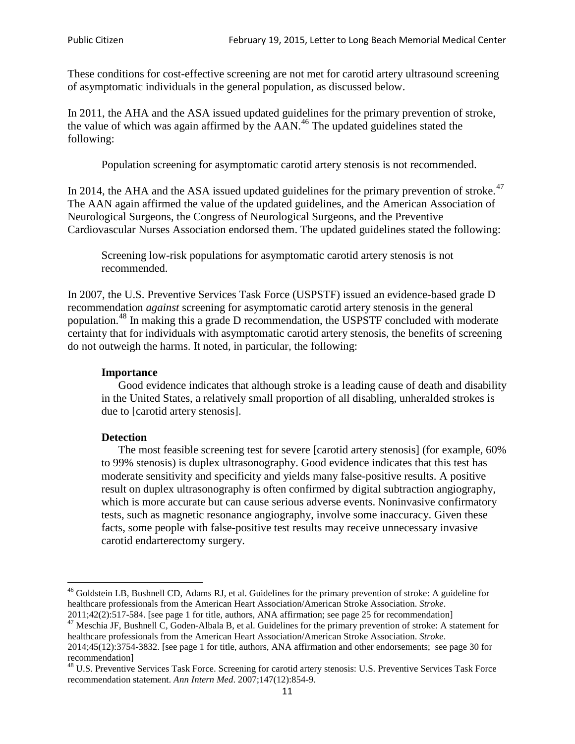These conditions for cost-effective screening are not met for carotid artery ultrasound screening of asymptomatic individuals in the general population, as discussed below.

In 2011, the AHA and the ASA issued updated guidelines for the primary prevention of stroke, the value of which was again affirmed by the AAN.[46] The updated guidelines stated the following:

> Population screening for asymptomatic carotid artery stenosis is not recommended.

In 2014, the AHA and the ASA issued updated guidelines for the primary prevention of stroke.[47] The AAN again affirmed the value of the updated guidelines, and the American Association of Neurological Surgeons, the Congress of Neurological Surgeons, and the Preventive Cardiovascular Nurses Association endorsed them. The updated guidelines stated the following:

> Screening low-risk populations for asymptomatic carotid artery stenosis is not recommended.

In 2007, the U.S. Preventive Services Task Force (USPSTF) issued an evidence-based grade D recommendation *against* screening for asymptomatic carotid artery stenosis in the general population.[48] In making this a grade D recommendation, the USPSTF concluded with moderate certainty that for individuals with asymptomatic carotid artery stenosis, the benefits of screening do not outweigh the harms. It noted, in particular, the following:

> **Importance**
>
> Good evidence indicates that although stroke is a leading cause of death and disability in the United States, a relatively small proportion of all disabling, unheralded strokes is due to [carotid artery stenosis].
>
> **Detection**
>
> The most feasible screening test for severe [carotid artery stenosis] (for example, 60% to 99% stenosis) is duplex ultrasonography. Good evidence indicates that this test has moderate sensitivity and specificity and yields many false-positive results. A positive result on duplex ultrasonography is often confirmed by digital subtraction angiography, which is more accurate but can cause serious adverse events. Noninvasive confirmatory tests, such as magnetic resonance angiography, involve some inaccuracy. Given these facts, some people with false-positive test results may receive unnecessary invasive carotid endarterectomy surgery.

---

[46] Goldstein LB, Bushnell CD, Adams RJ, et al. Guidelines for the primary prevention of stroke: A guideline for healthcare professionals from the American Heart Association/American Stroke Association. *Stroke*. 2011;42(2):517-584. [see page 1 for title, authors, ANA affirmation; see page 25 for recommendation]

[47] Meschia JF, Bushnell C, Goden-Albala B, et al. Guidelines for the primary prevention of stroke: A statement for healthcare professionals from the American Heart Association/American Stroke Association. *Stroke*. 2014;45(12):3754-3832. [see page 1 for title, authors, ANA affirmation and other endorsements; see page 30 for recommendation]

[48] U.S. Preventive Services Task Force. Screening for carotid artery stenosis: U.S. Preventive Services Task Force recommendation statement. *Ann Intern Med*. 2007;147(12):854-9.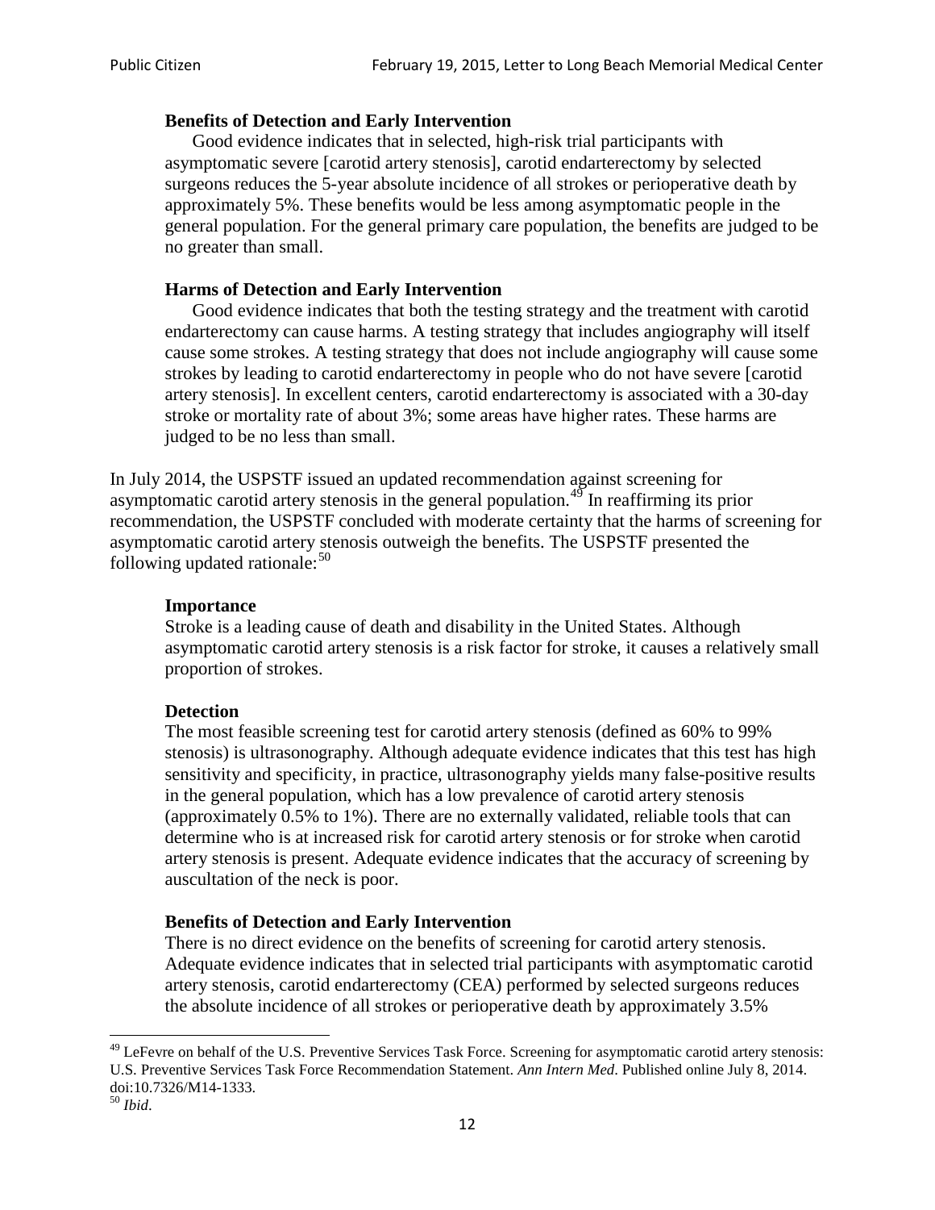> **Benefits of Detection and Early Intervention**
>
> Good evidence indicates that in selected, high-risk trial participants with asymptomatic severe [carotid artery stenosis], carotid endarterectomy by selected surgeons reduces the 5-year absolute incidence of all strokes or perioperative death by approximately 5%. These benefits would be less among asymptomatic people in the general population. For the general primary care population, the benefits are judged to be no greater than small.
>
> **Harms of Detection and Early Intervention**
>
> Good evidence indicates that both the testing strategy and the treatment with carotid endarterectomy can cause harms. A testing strategy that includes angiography will itself cause some strokes. A testing strategy that does not include angiography will cause some strokes by leading to carotid endarterectomy in people who do not have severe [carotid artery stenosis]. In excellent centers, carotid endarterectomy is associated with a 30-day stroke or mortality rate of about 3%; some areas have higher rates. These harms are judged to be no less than small.

In July 2014, the USPSTF issued an updated recommendation against screening for asymptomatic carotid artery stenosis in the general population.[49] In reaffirming its prior recommendation, the USPSTF concluded with moderate certainty that the harms of screening for asymptomatic carotid artery stenosis outweigh the benefits. The USPSTF presented the following updated rationale:[50]

> **Importance**
>
> Stroke is a leading cause of death and disability in the United States. Although asymptomatic carotid artery stenosis is a risk factor for stroke, it causes a relatively small proportion of strokes.
>
> **Detection**
>
> The most feasible screening test for carotid artery stenosis (defined as 60% to 99% stenosis) is ultrasonography. Although adequate evidence indicates that this test has high sensitivity and specificity, in practice, ultrasonography yields many false-positive results in the general population, which has a low prevalence of carotid artery stenosis (approximately 0.5% to 1%). There are no externally validated, reliable tools that can determine who is at increased risk for carotid artery stenosis or for stroke when carotid artery stenosis is present. Adequate evidence indicates that the accuracy of screening by auscultation of the neck is poor.
>
> **Benefits of Detection and Early Intervention**
>
> There is no direct evidence on the benefits of screening for carotid artery stenosis. Adequate evidence indicates that in selected trial participants with asymptomatic carotid artery stenosis, carotid endarterectomy (CEA) performed by selected surgeons reduces the absolute incidence of all strokes or perioperative death by approximately 3.5%

[49] LeFevre on behalf of the U.S. Preventive Services Task Force. Screening for asymptomatic carotid artery stenosis: U.S. Preventive Services Task Force Recommendation Statement. *Ann Intern Med*. Published online July 8, 2014. doi:10.7326/M14-1333.

[50] *Ibid*.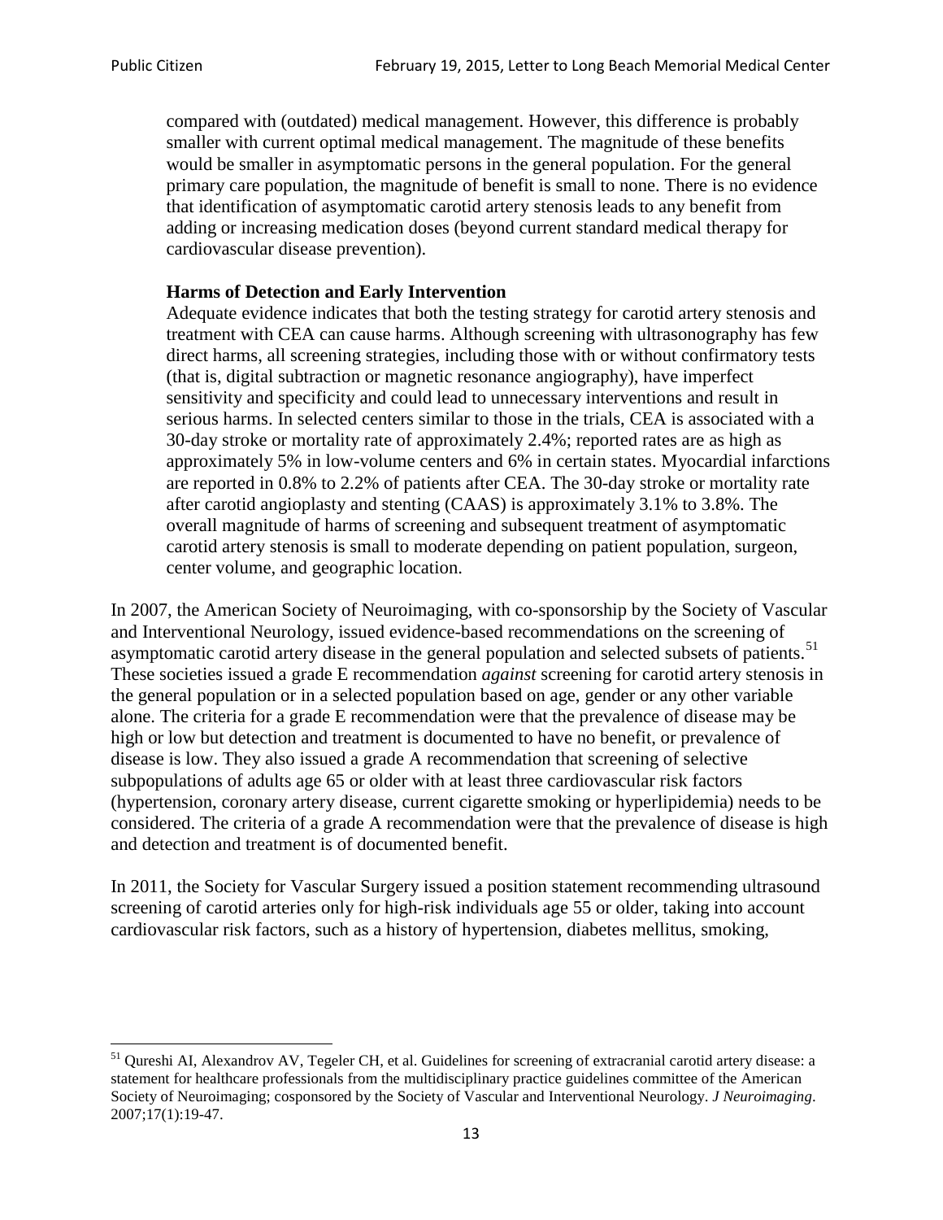compared with (outdated) medical management. However, this difference is probably smaller with current optimal medical management. The magnitude of these benefits would be smaller in asymptomatic persons in the general population. For the general primary care population, the magnitude of benefit is small to none. There is no evidence that identification of asymptomatic carotid artery stenosis leads to any benefit from adding or increasing medication doses (beyond current standard medical therapy for cardiovascular disease prevention).

> **Harms of Detection and Early Intervention**
>
> Adequate evidence indicates that both the testing strategy for carotid artery stenosis and treatment with CEA can cause harms. Although screening with ultrasonography has few direct harms, all screening strategies, including those with or without confirmatory tests (that is, digital subtraction or magnetic resonance angiography), have imperfect sensitivity and specificity and could lead to unnecessary interventions and result in serious harms. In selected centers similar to those in the trials, CEA is associated with a 30-day stroke or mortality rate of approximately 2.4%; reported rates are as high as approximately 5% in low-volume centers and 6% in certain states. Myocardial infarctions are reported in 0.8% to 2.2% of patients after CEA. The 30-day stroke or mortality rate after carotid angioplasty and stenting (CAAS) is approximately 3.1% to 3.8%. The overall magnitude of harms of screening and subsequent treatment of asymptomatic carotid artery stenosis is small to moderate depending on patient population, surgeon, center volume, and geographic location.

In 2007, the American Society of Neuroimaging, with co-sponsorship by the Society of Vascular and Interventional Neurology, issued evidence-based recommendations on the screening of asymptomatic carotid artery disease in the general population and selected subsets of patients.[51] These societies issued a grade E recommendation *against* screening for carotid artery stenosis in the general population or in a selected population based on age, gender or any other variable alone. The criteria for a grade E recommendation were that the prevalence of disease may be high or low but detection and treatment is documented to have no benefit, or prevalence of disease is low. They also issued a grade A recommendation that screening of selective subpopulations of adults age 65 or older with at least three cardiovascular risk factors (hypertension, coronary artery disease, current cigarette smoking or hyperlipidemia) needs to be considered. The criteria of a grade A recommendation were that the prevalence of disease is high and detection and treatment is of documented benefit.

In 2011, the Society for Vascular Surgery issued a position statement recommending ultrasound screening of carotid arteries only for high-risk individuals age 55 or older, taking into account cardiovascular risk factors, such as a history of hypertension, diabetes mellitus, smoking,

---

[51] Qureshi AI, Alexandrov AV, Tegeler CH, et al. Guidelines for screening of extracranial carotid artery disease: a statement for healthcare professionals from the multidisciplinary practice guidelines committee of the American Society of Neuroimaging; cosponsored by the Society of Vascular and Interventional Neurology. *J Neuroimaging*. 2007;17(1):19-47.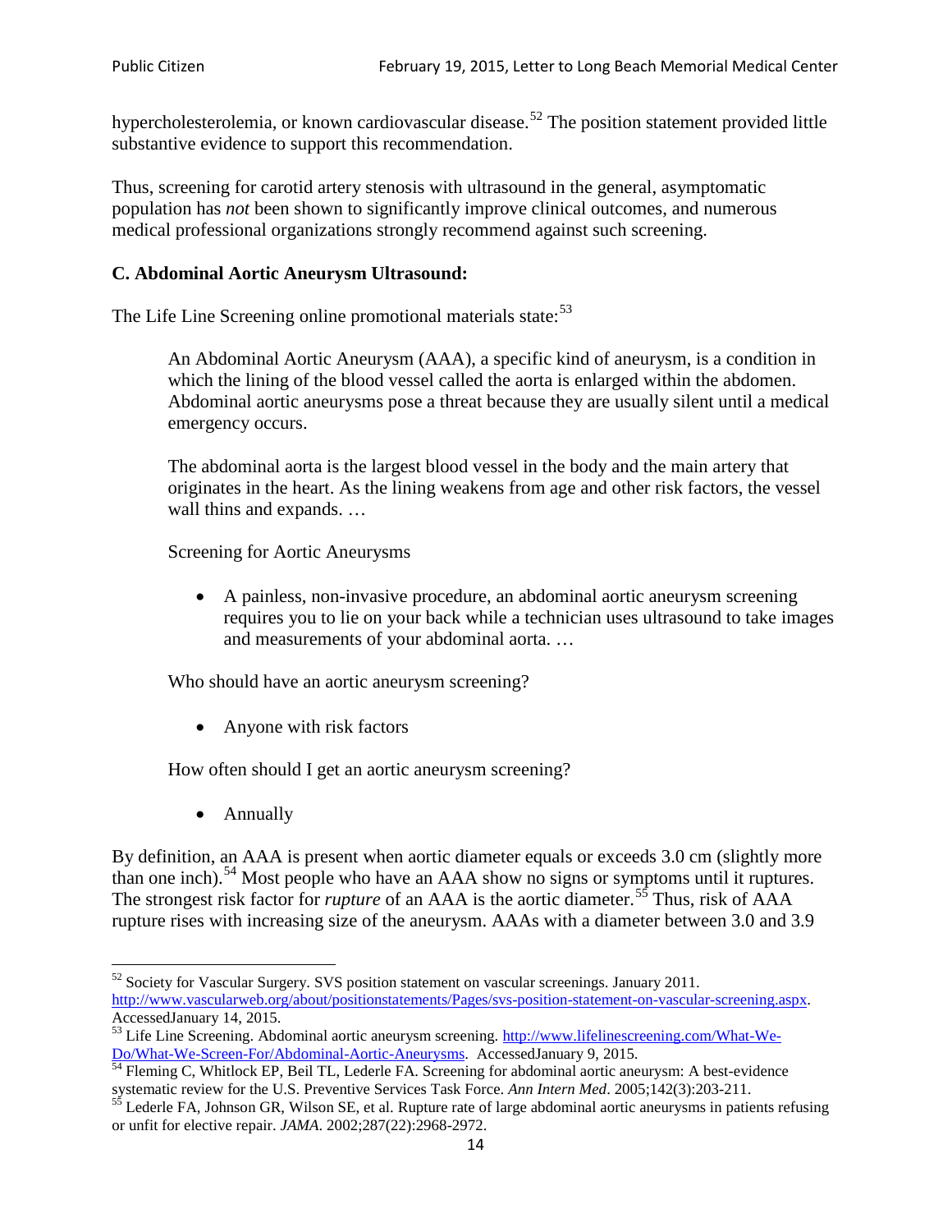hypercholesterolemia, or known cardiovascular disease.[52] The position statement provided little substantive evidence to support this recommendation.

Thus, screening for carotid artery stenosis with ultrasound in the general, asymptomatic population has *not* been shown to significantly improve clinical outcomes, and numerous medical professional organizations strongly recommend against such screening.

### C. Abdominal Aortic Aneurysm Ultrasound:

The Life Line Screening online promotional materials state:[53]

> An Abdominal Aortic Aneurysm (AAA), a specific kind of aneurysm, is a condition in which the lining of the blood vessel called the aorta is enlarged within the abdomen. Abdominal aortic aneurysms pose a threat because they are usually silent until a medical emergency occurs.
>
> The abdominal aorta is the largest blood vessel in the body and the main artery that originates in the heart. As the lining weakens from age and other risk factors, the vessel wall thins and expands. …
>
> Screening for Aortic Aneurysms
>
> - A painless, non-invasive procedure, an abdominal aortic aneurysm screening requires you to lie on your back while a technician uses ultrasound to take images and measurements of your abdominal aorta. …
>
> Who should have an aortic aneurysm screening?
>
> - Anyone with risk factors
>
> How often should I get an aortic aneurysm screening?
>
> - Annually

By definition, an AAA is present when aortic diameter equals or exceeds 3.0 cm (slightly more than one inch).[54] Most people who have an AAA show no signs or symptoms until it ruptures. The strongest risk factor for *rupture* of an AAA is the aortic diameter.[55] Thus, risk of AAA rupture rises with increasing size of the aneurysm. AAAs with a diameter between 3.0 and 3.9

---

[52] Society for Vascular Surgery. SVS position statement on vascular screenings. January 2011. http://www.vascularweb.org/about/positionstatements/Pages/svs-position-statement-on-vascular-screening.aspx. AccessedJanuary 14, 2015.

[53] Life Line Screening. Abdominal aortic aneurysm screening. http://www.lifelinescreening.com/What-We-Do/What-We-Screen-For/Abdominal-Aortic-Aneurysms. AccessedJanuary 9, 2015.

[54] Fleming C, Whitlock EP, Beil TL, Lederle FA. Screening for abdominal aortic aneurysm: A best-evidence systematic review for the U.S. Preventive Services Task Force. *Ann Intern Med*. 2005;142(3):203-211.

[55] Lederle FA, Johnson GR, Wilson SE, et al. Rupture rate of large abdominal aortic aneurysms in patients refusing or unfit for elective repair. *JAMA*. 2002;287(22):2968-2972.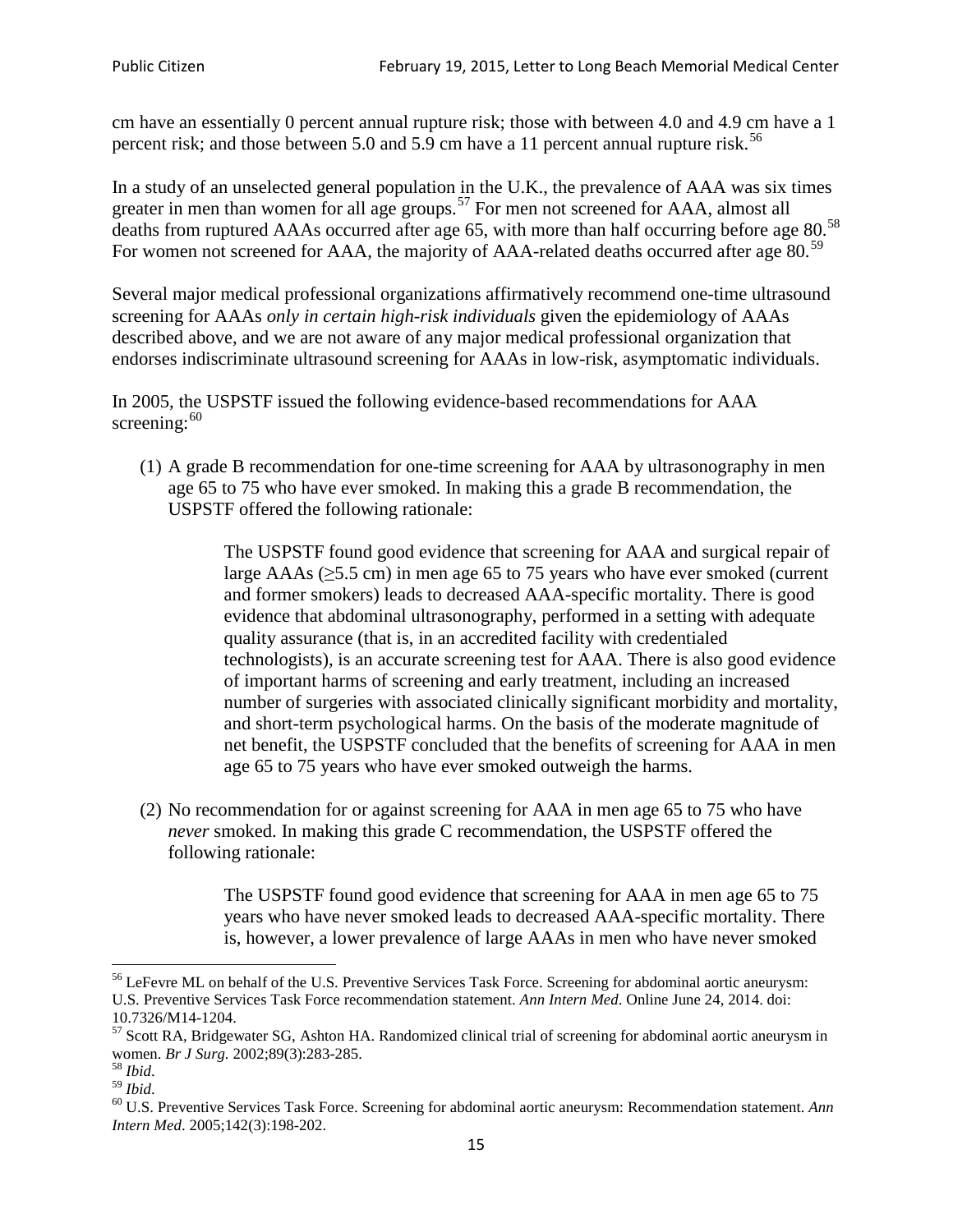cm have an essentially 0 percent annual rupture risk; those with between 4.0 and 4.9 cm have a 1 percent risk; and those between 5.0 and 5.9 cm have a 11 percent annual rupture risk.[56]

In a study of an unselected general population in the U.K., the prevalence of AAA was six times greater in men than women for all age groups.[57] For men not screened for AAA, almost all deaths from ruptured AAAs occurred after age 65, with more than half occurring before age 80.[58] For women not screened for AAA, the majority of AAA-related deaths occurred after age 80.[59]

Several major medical professional organizations affirmatively recommend one-time ultrasound screening for AAAs *only in certain high-risk individuals* given the epidemiology of AAAs described above, and we are not aware of any major medical professional organization that endorses indiscriminate ultrasound screening for AAAs in low-risk, asymptomatic individuals.

In 2005, the USPSTF issued the following evidence-based recommendations for AAA screening:[60]

(1) A grade B recommendation for one-time screening for AAA by ultrasonography in men age 65 to 75 who have ever smoked. In making this a grade B recommendation, the USPSTF offered the following rationale:

> The USPSTF found good evidence that screening for AAA and surgical repair of large AAAs (≥5.5 cm) in men age 65 to 75 years who have ever smoked (current and former smokers) leads to decreased AAA-specific mortality. There is good evidence that abdominal ultrasonography, performed in a setting with adequate quality assurance (that is, in an accredited facility with credentialed technologists), is an accurate screening test for AAA. There is also good evidence of important harms of screening and early treatment, including an increased number of surgeries with associated clinically significant morbidity and mortality, and short-term psychological harms. On the basis of the moderate magnitude of net benefit, the USPSTF concluded that the benefits of screening for AAA in men age 65 to 75 years who have ever smoked outweigh the harms.

(2) No recommendation for or against screening for AAA in men age 65 to 75 who have *never* smoked. In making this grade C recommendation, the USPSTF offered the following rationale:

> The USPSTF found good evidence that screening for AAA in men age 65 to 75 years who have never smoked leads to decreased AAA-specific mortality. There is, however, a lower prevalence of large AAAs in men who have never smoked

---

[56] LeFevre ML on behalf of the U.S. Preventive Services Task Force. Screening for abdominal aortic aneurysm: U.S. Preventive Services Task Force recommendation statement. *Ann Intern Med*. Online June 24, 2014. doi: 10.7326/M14-1204.

[57] Scott RA, Bridgewater SG, Ashton HA. Randomized clinical trial of screening for abdominal aortic aneurysm in women. *Br J Surg.* 2002;89(3):283-285.

[58] *Ibid*.

[59] *Ibid*.

[60] U.S. Preventive Services Task Force. Screening for abdominal aortic aneurysm: Recommendation statement. *Ann Intern Med*. 2005;142(3):198-202.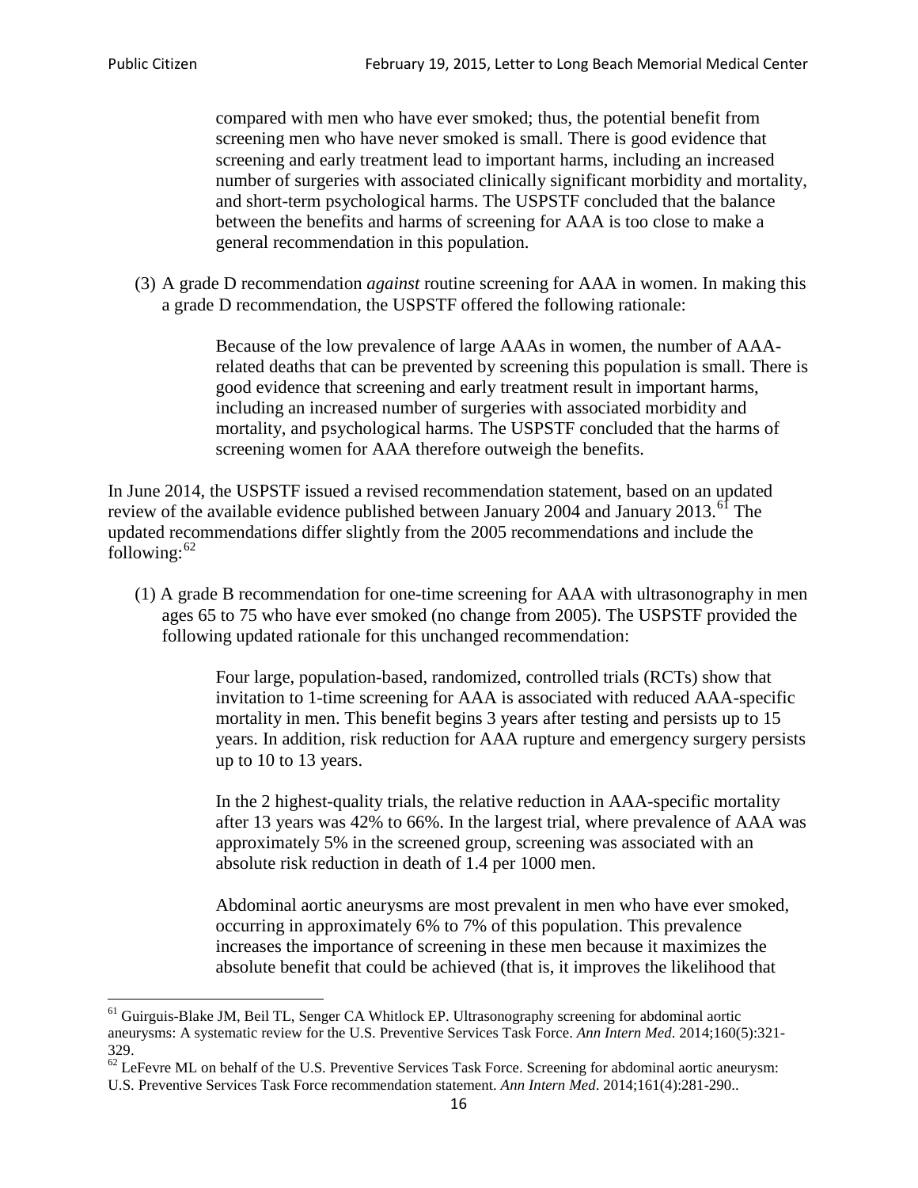> compared with men who have ever smoked; thus, the potential benefit from screening men who have never smoked is small. There is good evidence that screening and early treatment lead to important harms, including an increased number of surgeries with associated clinically significant morbidity and mortality, and short-term psychological harms. The USPSTF concluded that the balance between the benefits and harms of screening for AAA is too close to make a general recommendation in this population.

(3) A grade D recommendation *against* routine screening for AAA in women. In making this a grade D recommendation, the USPSTF offered the following rationale:

> Because of the low prevalence of large AAAs in women, the number of AAA-related deaths that can be prevented by screening this population is small. There is good evidence that screening and early treatment result in important harms, including an increased number of surgeries with associated morbidity and mortality, and psychological harms. The USPSTF concluded that the harms of screening women for AAA therefore outweigh the benefits.

In June 2014, the USPSTF issued a revised recommendation statement, based on an updated review of the available evidence published between January 2004 and January 2013.[61] The updated recommendations differ slightly from the 2005 recommendations and include the following:[62]

(1) A grade B recommendation for one-time screening for AAA with ultrasonography in men ages 65 to 75 who have ever smoked (no change from 2005). The USPSTF provided the following updated rationale for this unchanged recommendation:

> Four large, population-based, randomized, controlled trials (RCTs) show that invitation to 1-time screening for AAA is associated with reduced AAA-specific mortality in men. This benefit begins 3 years after testing and persists up to 15 years. In addition, risk reduction for AAA rupture and emergency surgery persists up to 10 to 13 years.
>
> In the 2 highest-quality trials, the relative reduction in AAA-specific mortality after 13 years was 42% to 66%. In the largest trial, where prevalence of AAA was approximately 5% in the screened group, screening was associated with an absolute risk reduction in death of 1.4 per 1000 men.
>
> Abdominal aortic aneurysms are most prevalent in men who have ever smoked, occurring in approximately 6% to 7% of this population. This prevalence increases the importance of screening in these men because it maximizes the absolute benefit that could be achieved (that is, it improves the likelihood that

---

[61] Guirguis-Blake JM, Beil TL, Senger CA Whitlock EP. Ultrasonography screening for abdominal aortic aneurysms: A systematic review for the U.S. Preventive Services Task Force. *Ann Intern Med*. 2014;160(5):321-329.

[62] LeFevre ML on behalf of the U.S. Preventive Services Task Force. Screening for abdominal aortic aneurysm: U.S. Preventive Services Task Force recommendation statement. *Ann Intern Med*. 2014;161(4):281-290..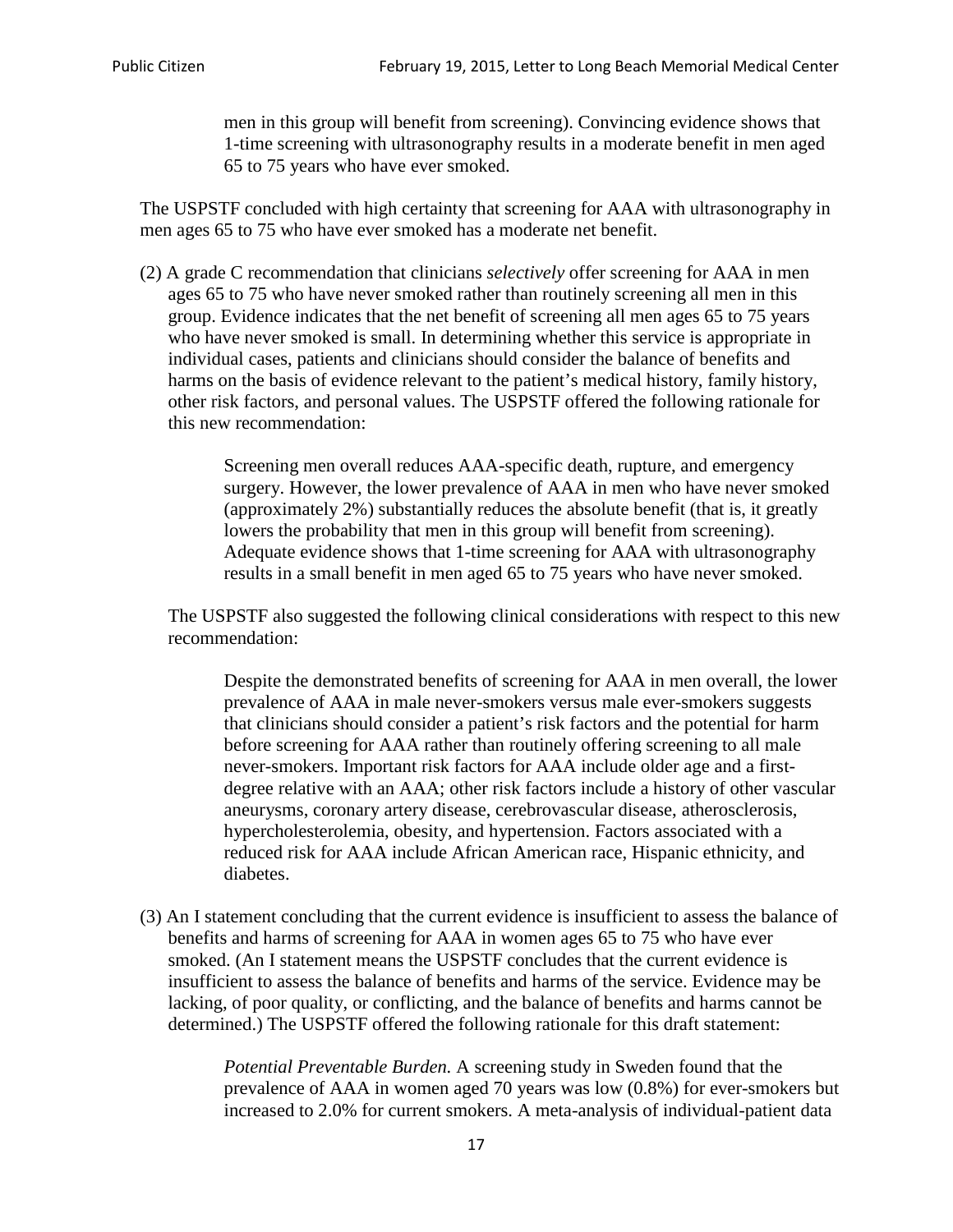> men in this group will benefit from screening). Convincing evidence shows that 1-time screening with ultrasonography results in a moderate benefit in men aged 65 to 75 years who have ever smoked.

The USPSTF concluded with high certainty that screening for AAA with ultrasonography in men ages 65 to 75 who have ever smoked has a moderate net benefit.

(2) A grade C recommendation that clinicians *selectively* offer screening for AAA in men ages 65 to 75 who have never smoked rather than routinely screening all men in this group. Evidence indicates that the net benefit of screening all men ages 65 to 75 years who have never smoked is small. In determining whether this service is appropriate in individual cases, patients and clinicians should consider the balance of benefits and harms on the basis of evidence relevant to the patient's medical history, family history, other risk factors, and personal values. The USPSTF offered the following rationale for this new recommendation:

> Screening men overall reduces AAA-specific death, rupture, and emergency surgery. However, the lower prevalence of AAA in men who have never smoked (approximately 2%) substantially reduces the absolute benefit (that is, it greatly lowers the probability that men in this group will benefit from screening). Adequate evidence shows that 1-time screening for AAA with ultrasonography results in a small benefit in men aged 65 to 75 years who have never smoked.

The USPSTF also suggested the following clinical considerations with respect to this new recommendation:

> Despite the demonstrated benefits of screening for AAA in men overall, the lower prevalence of AAA in male never-smokers versus male ever-smokers suggests that clinicians should consider a patient's risk factors and the potential for harm before screening for AAA rather than routinely offering screening to all male never-smokers. Important risk factors for AAA include older age and a first-degree relative with an AAA; other risk factors include a history of other vascular aneurysms, coronary artery disease, cerebrovascular disease, atherosclerosis, hypercholesterolemia, obesity, and hypertension. Factors associated with a reduced risk for AAA include African American race, Hispanic ethnicity, and diabetes.

(3) An I statement concluding that the current evidence is insufficient to assess the balance of benefits and harms of screening for AAA in women ages 65 to 75 who have ever smoked. (An I statement means the USPSTF concludes that the current evidence is insufficient to assess the balance of benefits and harms of the service. Evidence may be lacking, of poor quality, or conflicting, and the balance of benefits and harms cannot be determined.) The USPSTF offered the following rationale for this draft statement:

> *Potential Preventable Burden.* A screening study in Sweden found that the prevalence of AAA in women aged 70 years was low (0.8%) for ever-smokers but increased to 2.0% for current smokers. A meta-analysis of individual-patient data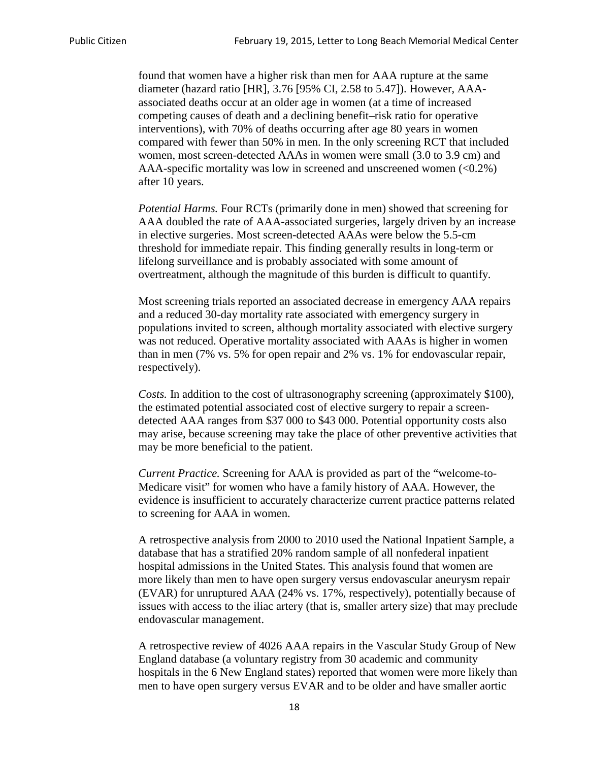found that women have a higher risk than men for AAA rupture at the same diameter (hazard ratio [HR], 3.76 [95% CI, 2.58 to 5.47]). However, AAA-associated deaths occur at an older age in women (at a time of increased competing causes of death and a declining benefit–risk ratio for operative interventions), with 70% of deaths occurring after age 80 years in women compared with fewer than 50% in men. In the only screening RCT that included women, most screen-detected AAAs in women were small (3.0 to 3.9 cm) and AAA-specific mortality was low in screened and unscreened women (<0.2%) after 10 years.

*Potential Harms.* Four RCTs (primarily done in men) showed that screening for AAA doubled the rate of AAA-associated surgeries, largely driven by an increase in elective surgeries. Most screen-detected AAAs were below the 5.5-cm threshold for immediate repair. This finding generally results in long-term or lifelong surveillance and is probably associated with some amount of overtreatment, although the magnitude of this burden is difficult to quantify.

Most screening trials reported an associated decrease in emergency AAA repairs and a reduced 30-day mortality rate associated with emergency surgery in populations invited to screen, although mortality associated with elective surgery was not reduced. Operative mortality associated with AAAs is higher in women than in men (7% vs. 5% for open repair and 2% vs. 1% for endovascular repair, respectively).

*Costs.* In addition to the cost of ultrasonography screening (approximately $100), the estimated potential associated cost of elective surgery to repair a screen-detected AAA ranges from $37 000 to $43 000. Potential opportunity costs also may arise, because screening may take the place of other preventive activities that may be more beneficial to the patient.

*Current Practice.* Screening for AAA is provided as part of the "welcome-to-Medicare visit" for women who have a family history of AAA. However, the evidence is insufficient to accurately characterize current practice patterns related to screening for AAA in women.

A retrospective analysis from 2000 to 2010 used the National Inpatient Sample, a database that has a stratified 20% random sample of all nonfederal inpatient hospital admissions in the United States. This analysis found that women are more likely than men to have open surgery versus endovascular aneurysm repair (EVAR) for unruptured AAA (24% vs. 17%, respectively), potentially because of issues with access to the iliac artery (that is, smaller artery size) that may preclude endovascular management.

A retrospective review of 4026 AAA repairs in the Vascular Study Group of New England database (a voluntary registry from 30 academic and community hospitals in the 6 New England states) reported that women were more likely than men to have open surgery versus EVAR and to be older and have smaller aortic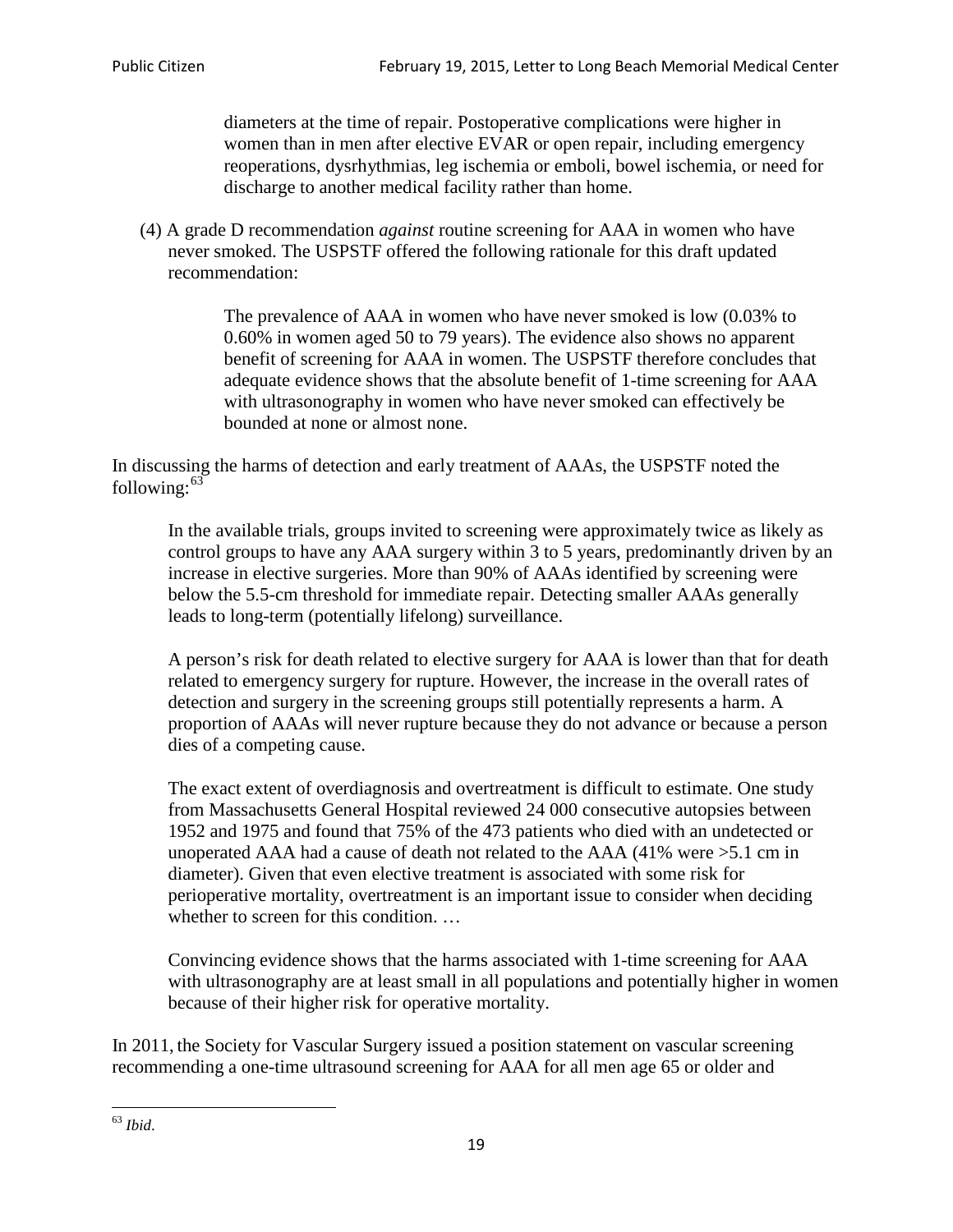> diameters at the time of repair. Postoperative complications were higher in women than in men after elective EVAR or open repair, including emergency reoperations, dysrhythmias, leg ischemia or emboli, bowel ischemia, or need for discharge to another medical facility rather than home.

(4) A grade D recommendation *against* routine screening for AAA in women who have never smoked. The USPSTF offered the following rationale for this draft updated recommendation:

> The prevalence of AAA in women who have never smoked is low (0.03% to 0.60% in women aged 50 to 79 years). The evidence also shows no apparent benefit of screening for AAA in women. The USPSTF therefore concludes that adequate evidence shows that the absolute benefit of 1-time screening for AAA with ultrasonography in women who have never smoked can effectively be bounded at none or almost none.

In discussing the harms of detection and early treatment of AAAs, the USPSTF noted the following:[63]

> In the available trials, groups invited to screening were approximately twice as likely as control groups to have any AAA surgery within 3 to 5 years, predominantly driven by an increase in elective surgeries. More than 90% of AAAs identified by screening were below the 5.5-cm threshold for immediate repair. Detecting smaller AAAs generally leads to long-term (potentially lifelong) surveillance.
>
> A person's risk for death related to elective surgery for AAA is lower than that for death related to emergency surgery for rupture. However, the increase in the overall rates of detection and surgery in the screening groups still potentially represents a harm. A proportion of AAAs will never rupture because they do not advance or because a person dies of a competing cause.
>
> The exact extent of overdiagnosis and overtreatment is difficult to estimate. One study from Massachusetts General Hospital reviewed 24 000 consecutive autopsies between 1952 and 1975 and found that 75% of the 473 patients who died with an undetected or unoperated AAA had a cause of death not related to the AAA (41% were >5.1 cm in diameter). Given that even elective treatment is associated with some risk for perioperative mortality, overtreatment is an important issue to consider when deciding whether to screen for this condition. …
>
> Convincing evidence shows that the harms associated with 1-time screening for AAA with ultrasonography are at least small in all populations and potentially higher in women because of their higher risk for operative mortality.

In 2011, the Society for Vascular Surgery issued a position statement on vascular screening recommending a one-time ultrasound screening for AAA for all men age 65 or older and

[63] *Ibid*.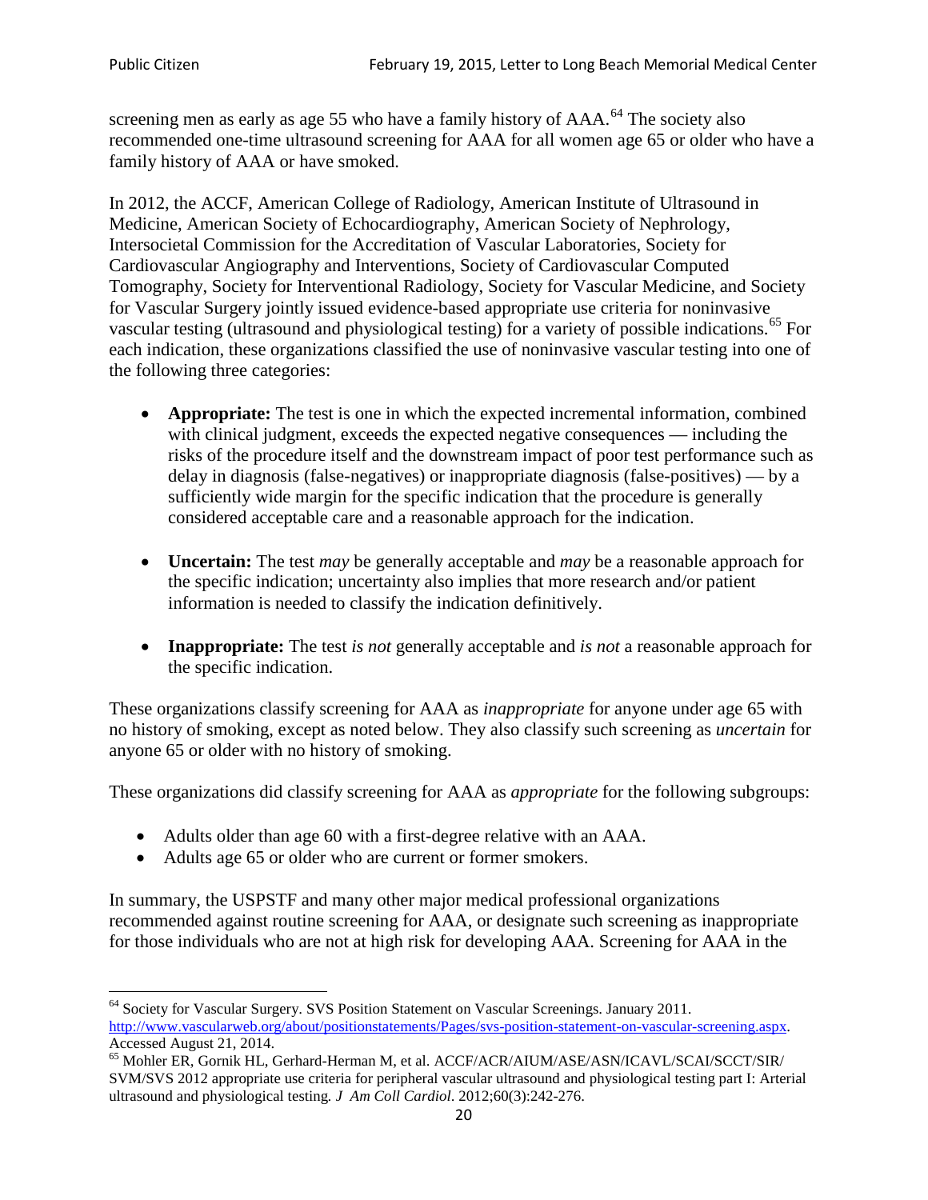screening men as early as age 55 who have a family history of AAA.[64] The society also recommended one-time ultrasound screening for AAA for all women age 65 or older who have a family history of AAA or have smoked.

In 2012, the ACCF, American College of Radiology, American Institute of Ultrasound in Medicine, American Society of Echocardiography, American Society of Nephrology, Intersocietal Commission for the Accreditation of Vascular Laboratories, Society for Cardiovascular Angiography and Interventions, Society of Cardiovascular Computed Tomography, Society for Interventional Radiology, Society for Vascular Medicine, and Society for Vascular Surgery jointly issued evidence-based appropriate use criteria for noninvasive vascular testing (ultrasound and physiological testing) for a variety of possible indications.[65] For each indication, these organizations classified the use of noninvasive vascular testing into one of the following three categories:

- **Appropriate:** The test is one in which the expected incremental information, combined with clinical judgment, exceeds the expected negative consequences — including the risks of the procedure itself and the downstream impact of poor test performance such as delay in diagnosis (false-negatives) or inappropriate diagnosis (false-positives) — by a sufficiently wide margin for the specific indication that the procedure is generally considered acceptable care and a reasonable approach for the indication.

- **Uncertain:** The test *may* be generally acceptable and *may* be a reasonable approach for the specific indication; uncertainty also implies that more research and/or patient information is needed to classify the indication definitively.

- **Inappropriate:** The test *is not* generally acceptable and *is not* a reasonable approach for the specific indication.

These organizations classify screening for AAA as *inappropriate* for anyone under age 65 with no history of smoking, except as noted below. They also classify such screening as *uncertain* for anyone 65 or older with no history of smoking.

These organizations did classify screening for AAA as *appropriate* for the following subgroups:

- Adults older than age 60 with a first-degree relative with an AAA.
- Adults age 65 or older who are current or former smokers.

In summary, the USPSTF and many other major medical professional organizations recommended against routine screening for AAA, or designate such screening as inappropriate for those individuals who are not at high risk for developing AAA. Screening for AAA in the

---

[64] Society for Vascular Surgery. SVS Position Statement on Vascular Screenings. January 2011. http://www.vascularweb.org/about/positionstatements/Pages/svs-position-statement-on-vascular-screening.aspx. Accessed August 21, 2014.

[65] Mohler ER, Gornik HL, Gerhard-Herman M, et al. ACCF/ACR/AIUM/ASE/ASN/ICAVL/SCAI/SCCT/SIR/SVM/SVS 2012 appropriate use criteria for peripheral vascular ultrasound and physiological testing part I: Arterial ultrasound and physiological testing. *J Am Coll Cardiol*. 2012;60(3):242-276.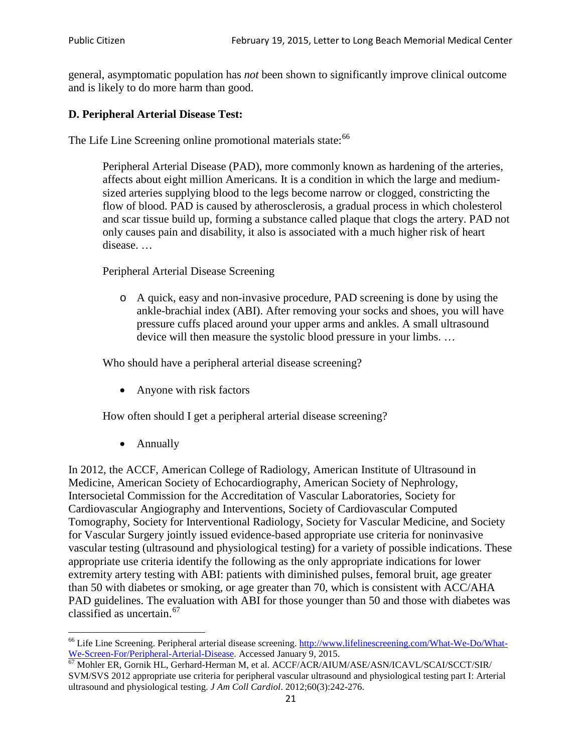general, asymptomatic population has *not* been shown to significantly improve clinical outcome and is likely to do more harm than good.

### D. Peripheral Arterial Disease Test:

The Life Line Screening online promotional materials state:[66]

> Peripheral Arterial Disease (PAD), more commonly known as hardening of the arteries, affects about eight million Americans. It is a condition in which the large and medium-sized arteries supplying blood to the legs become narrow or clogged, constricting the flow of blood. PAD is caused by atherosclerosis, a gradual process in which cholesterol and scar tissue build up, forming a substance called plaque that clogs the artery. PAD not only causes pain and disability, it also is associated with a much higher risk of heart disease. …
>
> Peripheral Arterial Disease Screening
>
> - A quick, easy and non-invasive procedure, PAD screening is done by using the ankle-brachial index (ABI). After removing your socks and shoes, you will have pressure cuffs placed around your upper arms and ankles. A small ultrasound device will then measure the systolic blood pressure in your limbs. …
>
> Who should have a peripheral arterial disease screening?
>
> - Anyone with risk factors
>
> How often should I get a peripheral arterial disease screening?
>
> - Annually

In 2012, the ACCF, American College of Radiology, American Institute of Ultrasound in Medicine, American Society of Echocardiography, American Society of Nephrology, Intersocietal Commission for the Accreditation of Vascular Laboratories, Society for Cardiovascular Angiography and Interventions, Society of Cardiovascular Computed Tomography, Society for Interventional Radiology, Society for Vascular Medicine, and Society for Vascular Surgery jointly issued evidence-based appropriate use criteria for noninvasive vascular testing (ultrasound and physiological testing) for a variety of possible indications. These appropriate use criteria identify the following as the only appropriate indications for lower extremity artery testing with ABI: patients with diminished pulses, femoral bruit, age greater than 50 with diabetes or smoking, or age greater than 70, which is consistent with ACC/AHA PAD guidelines. The evaluation with ABI for those younger than 50 and those with diabetes was classified as uncertain.[67]

---

[66] Life Line Screening. Peripheral arterial disease screening. http://www.lifelinescreening.com/What-We-Do/What-We-Screen-For/Peripheral-Arterial-Disease. Accessed January 9, 2015.

[67] Mohler ER, Gornik HL, Gerhard-Herman M, et al. ACCF/ACR/AIUM/ASE/ASN/ICAVL/SCAI/SCCT/SIR/SVM/SVS 2012 appropriate use criteria for peripheral vascular ultrasound and physiological testing part I: Arterial ultrasound and physiological testing. *J Am Coll Cardiol*. 2012;60(3):242-276.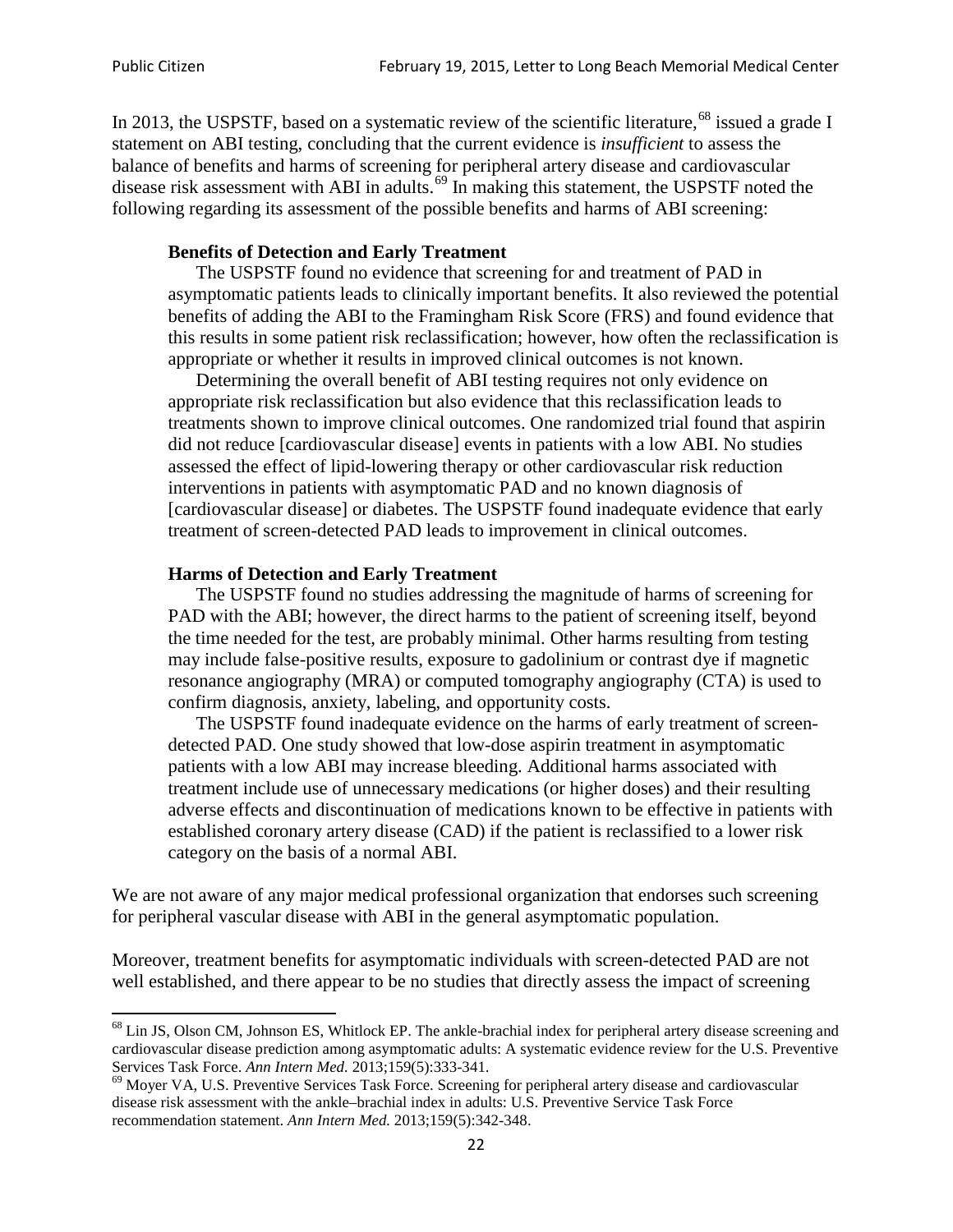In 2013, the USPSTF, based on a systematic review of the scientific literature,[68] issued a grade I statement on ABI testing, concluding that the current evidence is *insufficient* to assess the balance of benefits and harms of screening for peripheral artery disease and cardiovascular disease risk assessment with ABI in adults.[69] In making this statement, the USPSTF noted the following regarding its assessment of the possible benefits and harms of ABI screening:

> **Benefits of Detection and Early Treatment**
>
> The USPSTF found no evidence that screening for and treatment of PAD in asymptomatic patients leads to clinically important benefits. It also reviewed the potential benefits of adding the ABI to the Framingham Risk Score (FRS) and found evidence that this results in some patient risk reclassification; however, how often the reclassification is appropriate or whether it results in improved clinical outcomes is not known.
>
> Determining the overall benefit of ABI testing requires not only evidence on appropriate risk reclassification but also evidence that this reclassification leads to treatments shown to improve clinical outcomes. One randomized trial found that aspirin did not reduce [cardiovascular disease] events in patients with a low ABI. No studies assessed the effect of lipid-lowering therapy or other cardiovascular risk reduction interventions in patients with asymptomatic PAD and no known diagnosis of [cardiovascular disease] or diabetes. The USPSTF found inadequate evidence that early treatment of screen-detected PAD leads to improvement in clinical outcomes.
>
> **Harms of Detection and Early Treatment**
>
> The USPSTF found no studies addressing the magnitude of harms of screening for PAD with the ABI; however, the direct harms to the patient of screening itself, beyond the time needed for the test, are probably minimal. Other harms resulting from testing may include false-positive results, exposure to gadolinium or contrast dye if magnetic resonance angiography (MRA) or computed tomography angiography (CTA) is used to confirm diagnosis, anxiety, labeling, and opportunity costs.
>
> The USPSTF found inadequate evidence on the harms of early treatment of screen-detected PAD. One study showed that low-dose aspirin treatment in asymptomatic patients with a low ABI may increase bleeding. Additional harms associated with treatment include use of unnecessary medications (or higher doses) and their resulting adverse effects and discontinuation of medications known to be effective in patients with established coronary artery disease (CAD) if the patient is reclassified to a lower risk category on the basis of a normal ABI.

We are not aware of any major medical professional organization that endorses such screening for peripheral vascular disease with ABI in the general asymptomatic population.

Moreover, treatment benefits for asymptomatic individuals with screen-detected PAD are not well established, and there appear to be no studies that directly assess the impact of screening

---

[68] Lin JS, Olson CM, Johnson ES, Whitlock EP. The ankle-brachial index for peripheral artery disease screening and cardiovascular disease prediction among asymptomatic adults: A systematic evidence review for the U.S. Preventive Services Task Force. *Ann Intern Med.* 2013;159(5):333-341.

[69] Moyer VA, U.S. Preventive Services Task Force. Screening for peripheral artery disease and cardiovascular disease risk assessment with the ankle–brachial index in adults: U.S. Preventive Service Task Force recommendation statement. *Ann Intern Med.* 2013;159(5):342-348.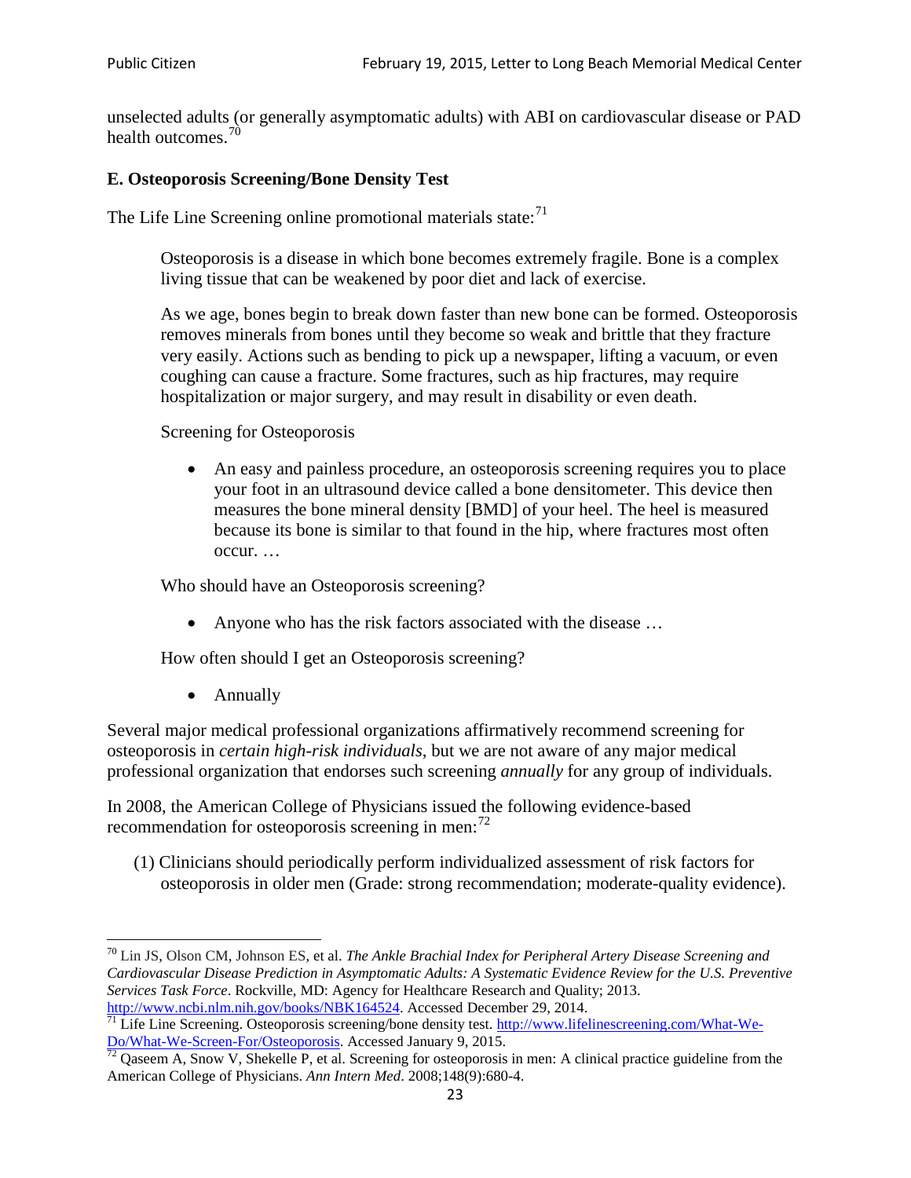unselected adults (or generally asymptomatic adults) with ABI on cardiovascular disease or PAD health outcomes.[70]

### E. Osteoporosis Screening/Bone Density Test

The Life Line Screening online promotional materials state:[71]

> Osteoporosis is a disease in which bone becomes extremely fragile. Bone is a complex living tissue that can be weakened by poor diet and lack of exercise.
>
> As we age, bones begin to break down faster than new bone can be formed. Osteoporosis removes minerals from bones until they become so weak and brittle that they fracture very easily. Actions such as bending to pick up a newspaper, lifting a vacuum, or even coughing can cause a fracture. Some fractures, such as hip fractures, may require hospitalization or major surgery, and may result in disability or even death.
>
> Screening for Osteoporosis
>
> - An easy and painless procedure, an osteoporosis screening requires you to place your foot in an ultrasound device called a bone densitometer. This device then measures the bone mineral density [BMD] of your heel. The heel is measured because its bone is similar to that found in the hip, where fractures most often occur. …
>
> Who should have an Osteoporosis screening?
>
> - Anyone who has the risk factors associated with the disease …
>
> How often should I get an Osteoporosis screening?
>
> - Annually

Several major medical professional organizations affirmatively recommend screening for osteoporosis in *certain high-risk individuals*, but we are not aware of any major medical professional organization that endorses such screening *annually* for any group of individuals.

In 2008, the American College of Physicians issued the following evidence-based recommendation for osteoporosis screening in men:[72]

(1) Clinicians should periodically perform individualized assessment of risk factors for osteoporosis in older men (Grade: strong recommendation; moderate-quality evidence).

---

[70] Lin JS, Olson CM, Johnson ES, et al. *The Ankle Brachial Index for Peripheral Artery Disease Screening and Cardiovascular Disease Prediction in Asymptomatic Adults: A Systematic Evidence Review for the U.S. Preventive Services Task Force*. Rockville, MD: Agency for Healthcare Research and Quality; 2013. http://www.ncbi.nlm.nih.gov/books/NBK164524. Accessed December 29, 2014.

[71] Life Line Screening. Osteoporosis screening/bone density test. http://www.lifelinescreening.com/What-We-Do/What-We-Screen-For/Osteoporosis. Accessed January 9, 2015.

[72] Qaseem A, Snow V, Shekelle P, et al. Screening for osteoporosis in men: A clinical practice guideline from the American College of Physicians. *Ann Intern Med*. 2008;148(9):680-4.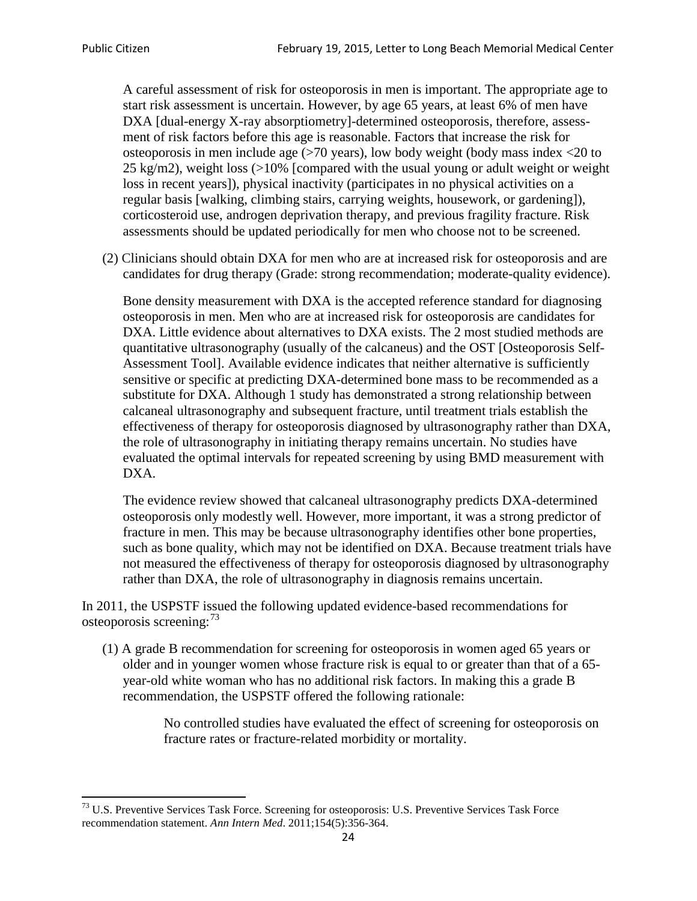A careful assessment of risk for osteoporosis in men is important. The appropriate age to start risk assessment is uncertain. However, by age 65 years, at least 6% of men have DXA [dual-energy X-ray absorptiometry]-determined osteoporosis, therefore, assessment of risk factors before this age is reasonable. Factors that increase the risk for osteoporosis in men include age (>70 years), low body weight (body mass index <20 to 25 kg/m2), weight loss (>10% [compared with the usual young or adult weight or weight loss in recent years]), physical inactivity (participates in no physical activities on a regular basis [walking, climbing stairs, carrying weights, housework, or gardening]), corticosteroid use, androgen deprivation therapy, and previous fragility fracture. Risk assessments should be updated periodically for men who choose not to be screened.

(2) Clinicians should obtain DXA for men who are at increased risk for osteoporosis and are candidates for drug therapy (Grade: strong recommendation; moderate-quality evidence).

Bone density measurement with DXA is the accepted reference standard for diagnosing osteoporosis in men. Men who are at increased risk for osteoporosis are candidates for DXA. Little evidence about alternatives to DXA exists. The 2 most studied methods are quantitative ultrasonography (usually of the calcaneus) and the OST [Osteoporosis Self-Assessment Tool]. Available evidence indicates that neither alternative is sufficiently sensitive or specific at predicting DXA-determined bone mass to be recommended as a substitute for DXA. Although 1 study has demonstrated a strong relationship between calcaneal ultrasonography and subsequent fracture, until treatment trials establish the effectiveness of therapy for osteoporosis diagnosed by ultrasonography rather than DXA, the role of ultrasonography in initiating therapy remains uncertain. No studies have evaluated the optimal intervals for repeated screening by using BMD measurement with DXA.

The evidence review showed that calcaneal ultrasonography predicts DXA-determined osteoporosis only modestly well. However, more important, it was a strong predictor of fracture in men. This may be because ultrasonography identifies other bone properties, such as bone quality, which may not be identified on DXA. Because treatment trials have not measured the effectiveness of therapy for osteoporosis diagnosed by ultrasonography rather than DXA, the role of ultrasonography in diagnosis remains uncertain.

In 2011, the USPSTF issued the following updated evidence-based recommendations for osteoporosis screening:[73]

(1) A grade B recommendation for screening for osteoporosis in women aged 65 years or older and in younger women whose fracture risk is equal to or greater than that of a 65-year-old white woman who has no additional risk factors. In making this a grade B recommendation, the USPSTF offered the following rationale:

> No controlled studies have evaluated the effect of screening for osteoporosis on fracture rates or fracture-related morbidity or mortality.

---

[73] U.S. Preventive Services Task Force. Screening for osteoporosis: U.S. Preventive Services Task Force recommendation statement. *Ann Intern Med*. 2011;154(5):356-364.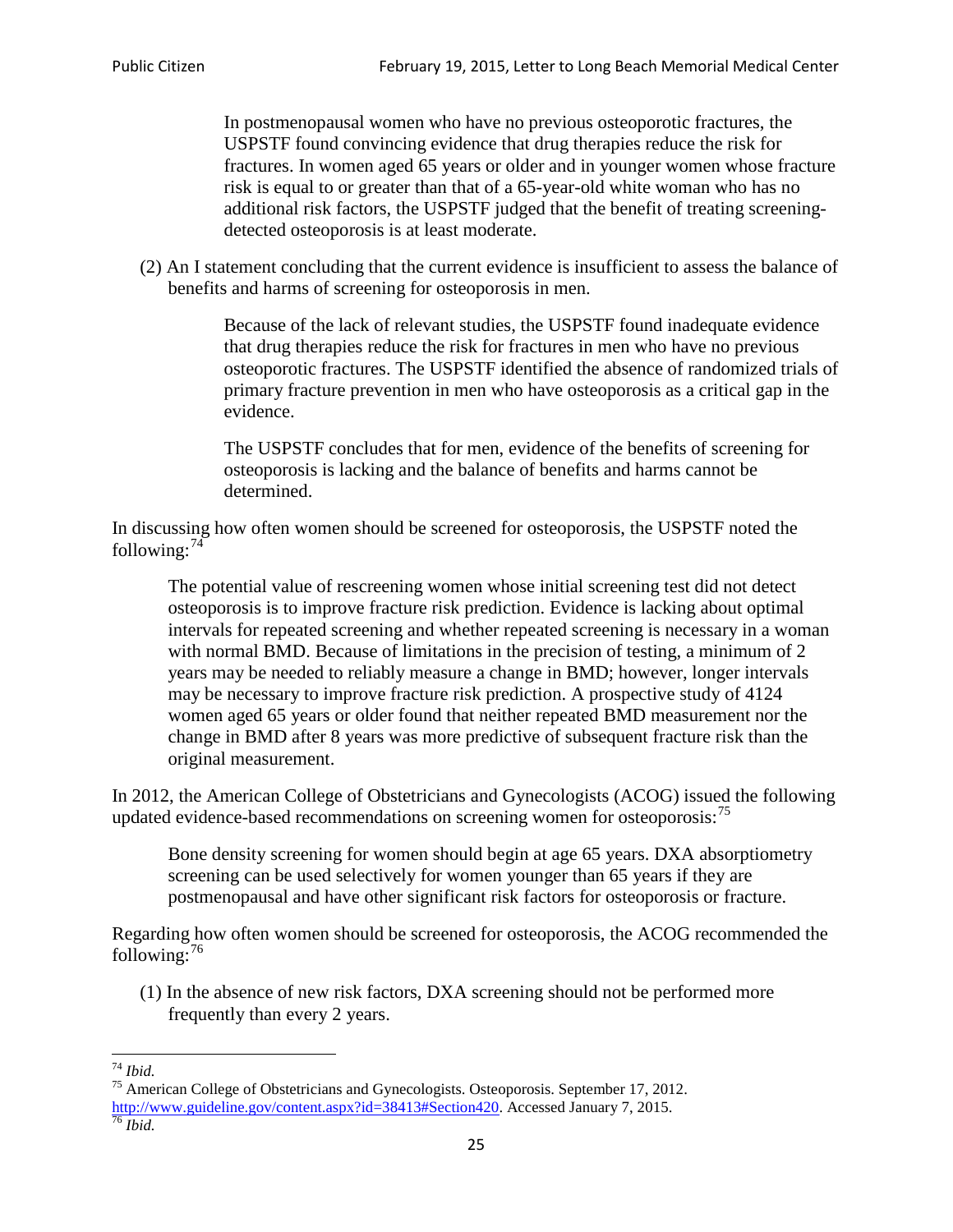> In postmenopausal women who have no previous osteoporotic fractures, the USPSTF found convincing evidence that drug therapies reduce the risk for fractures. In women aged 65 years or older and in younger women whose fracture risk is equal to or greater than that of a 65-year-old white woman who has no additional risk factors, the USPSTF judged that the benefit of treating screening-detected osteoporosis is at least moderate.

(2) An I statement concluding that the current evidence is insufficient to assess the balance of benefits and harms of screening for osteoporosis in men.

> Because of the lack of relevant studies, the USPSTF found inadequate evidence that drug therapies reduce the risk for fractures in men who have no previous osteoporotic fractures. The USPSTF identified the absence of randomized trials of primary fracture prevention in men who have osteoporosis as a critical gap in the evidence.
>
> The USPSTF concludes that for men, evidence of the benefits of screening for osteoporosis is lacking and the balance of benefits and harms cannot be determined.

In discussing how often women should be screened for osteoporosis, the USPSTF noted the following:[74]

> The potential value of rescreening women whose initial screening test did not detect osteoporosis is to improve fracture risk prediction. Evidence is lacking about optimal intervals for repeated screening and whether repeated screening is necessary in a woman with normal BMD. Because of limitations in the precision of testing, a minimum of 2 years may be needed to reliably measure a change in BMD; however, longer intervals may be necessary to improve fracture risk prediction. A prospective study of 4124 women aged 65 years or older found that neither repeated BMD measurement nor the change in BMD after 8 years was more predictive of subsequent fracture risk than the original measurement.

In 2012, the American College of Obstetricians and Gynecologists (ACOG) issued the following updated evidence-based recommendations on screening women for osteoporosis:[75]

> Bone density screening for women should begin at age 65 years. DXA absorptiometry screening can be used selectively for women younger than 65 years if they are postmenopausal and have other significant risk factors for osteoporosis or fracture.

Regarding how often women should be screened for osteoporosis, the ACOG recommended the following:[76]

(1) In the absence of new risk factors, DXA screening should not be performed more frequently than every 2 years.

---

[74] *Ibid.*

[75] American College of Obstetricians and Gynecologists. Osteoporosis. September 17, 2012. http://www.guideline.gov/content.aspx?id=38413#Section420. Accessed January 7, 2015.

[76] *Ibid.*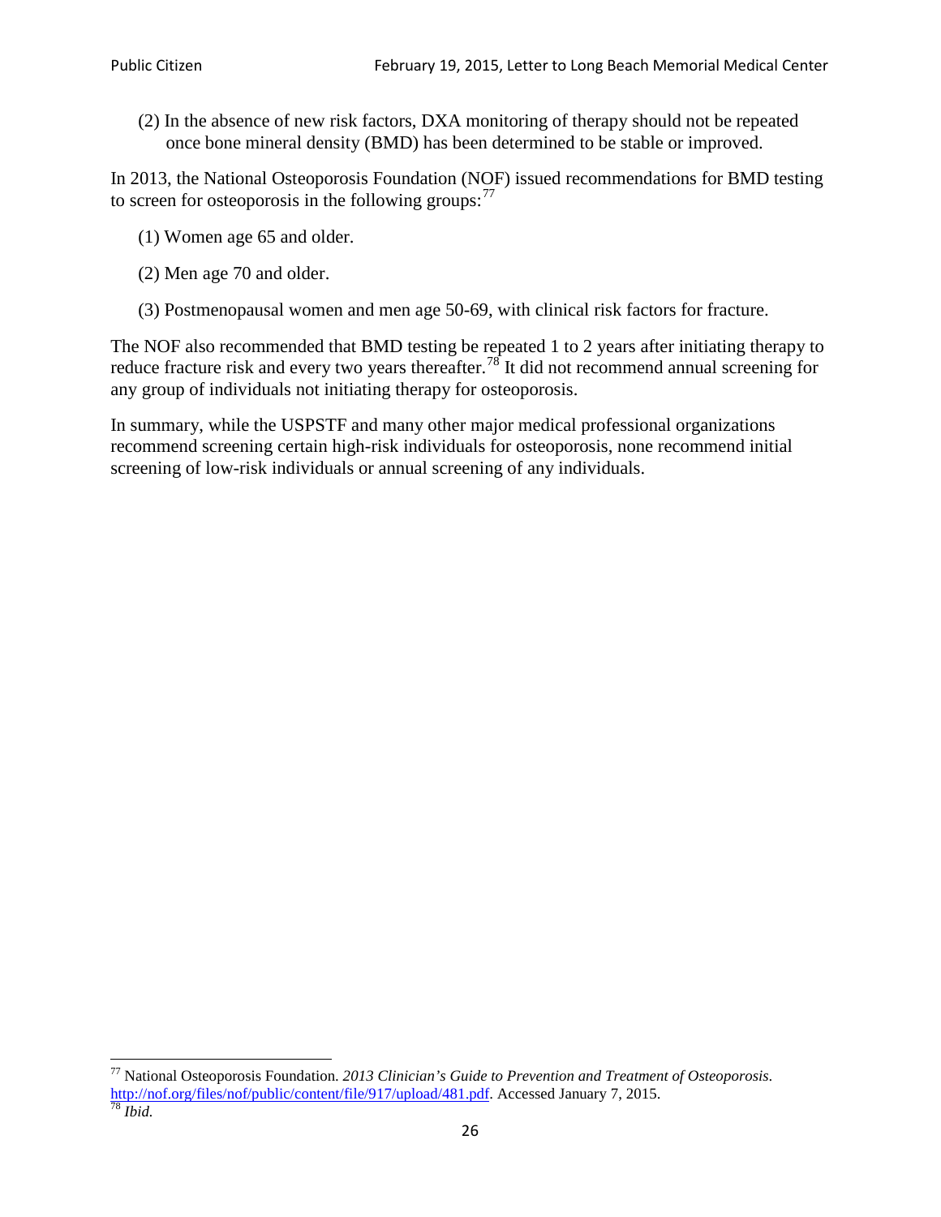(2) In the absence of new risk factors, DXA monitoring of therapy should not be repeated once bone mineral density (BMD) has been determined to be stable or improved.

In 2013, the National Osteoporosis Foundation (NOF) issued recommendations for BMD testing to screen for osteoporosis in the following groups:[77]

(1) Women age 65 and older.

(2) Men age 70 and older.

(3) Postmenopausal women and men age 50-69, with clinical risk factors for fracture.

The NOF also recommended that BMD testing be repeated 1 to 2 years after initiating therapy to reduce fracture risk and every two years thereafter.[78] It did not recommend annual screening for any group of individuals not initiating therapy for osteoporosis.

In summary, while the USPSTF and many other major medical professional organizations recommend screening certain high-risk individuals for osteoporosis, none recommend initial screening of low-risk individuals or annual screening of any individuals.

---

[77] National Osteoporosis Foundation. *2013 Clinician's Guide to Prevention and Treatment of Osteoporosis.* http://nof.org/files/nof/public/content/file/917/upload/481.pdf. Accessed January 7, 2015.

[78] *Ibid.*